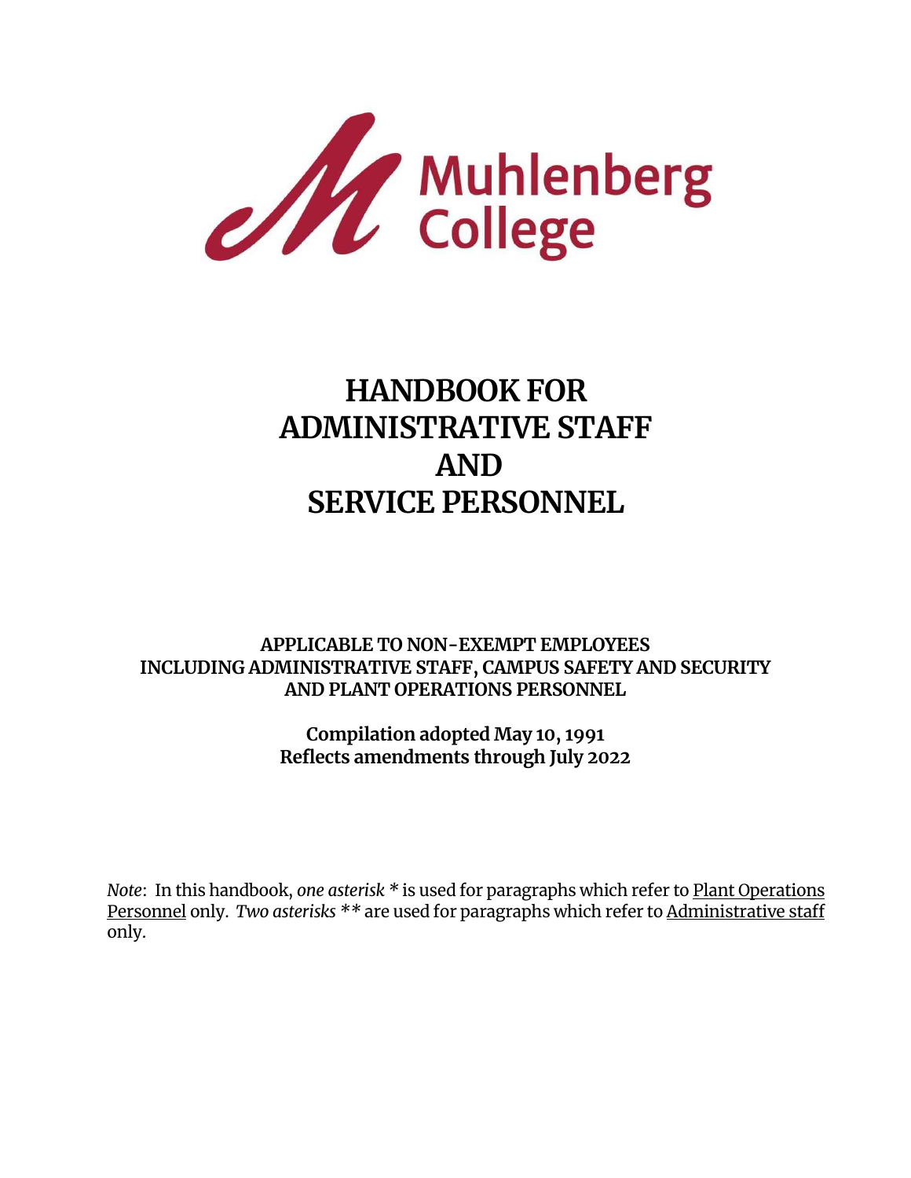Muhlenberg College

# HANDBOOK FOR ADMINISTRATIVE STAFF AND SERVICE PERSONNEL

**APPLICABLE TO NON-EXEMPT EMPLOYEES INCLUDING ADMINISTRATIVE STAFF, CAMPUS SAFETY AND SECURITY AND PLANT OPERATIONS PERSONNEL**

**Compilation adopted May 10, 1991**
**Reflects amendments through July 2022**

*Note*: In this handbook, *one asterisk* * is used for paragraphs which refer to <u>Plant Operations Personnel</u> only. *Two asterisks* ** are used for paragraphs which refer to <u>Administrative staff</u> only.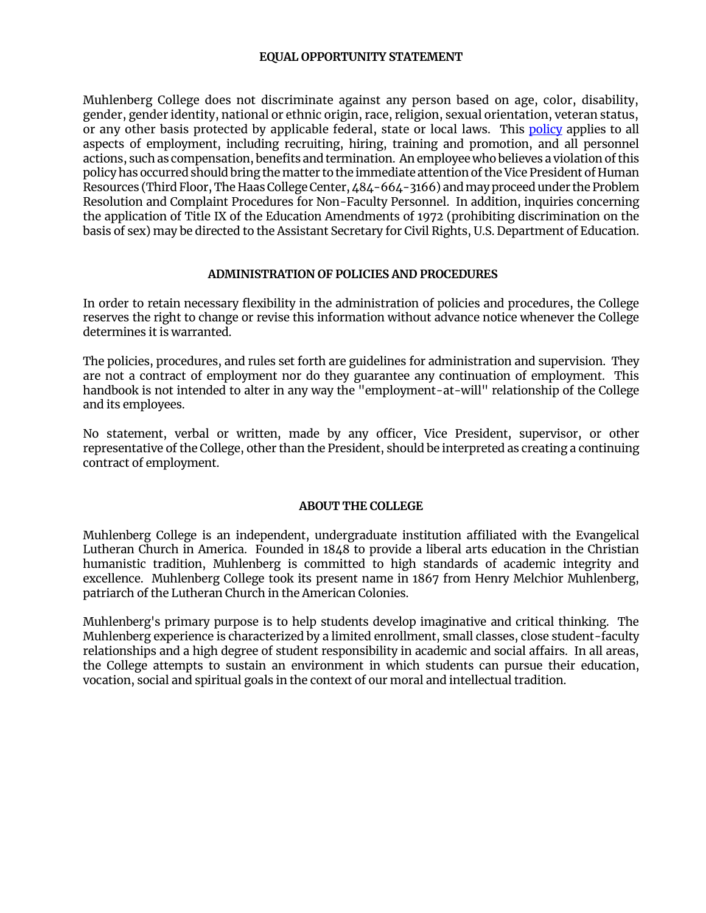## EQUAL OPPORTUNITY STATEMENT

Muhlenberg College does not discriminate against any person based on age, color, disability, gender, gender identity, national or ethnic origin, race, religion, sexual orientation, veteran status, or any other basis protected by applicable federal, state or local laws. This policy applies to all aspects of employment, including recruiting, hiring, training and promotion, and all personnel actions, such as compensation, benefits and termination. An employee who believes a violation of this policy has occurred should bring the matter to the immediate attention of the Vice President of Human Resources (Third Floor, The Haas College Center, 484-664-3166) and may proceed under the Problem Resolution and Complaint Procedures for Non-Faculty Personnel. In addition, inquiries concerning the application of Title IX of the Education Amendments of 1972 (prohibiting discrimination on the basis of sex) may be directed to the Assistant Secretary for Civil Rights, U.S. Department of Education.

## ADMINISTRATION OF POLICIES AND PROCEDURES

In order to retain necessary flexibility in the administration of policies and procedures, the College reserves the right to change or revise this information without advance notice whenever the College determines it is warranted.

The policies, procedures, and rules set forth are guidelines for administration and supervision. They are not a contract of employment nor do they guarantee any continuation of employment. This handbook is not intended to alter in any way the "employment-at-will" relationship of the College and its employees.

No statement, verbal or written, made by any officer, Vice President, supervisor, or other representative of the College, other than the President, should be interpreted as creating a continuing contract of employment.

## ABOUT THE COLLEGE

Muhlenberg College is an independent, undergraduate institution affiliated with the Evangelical Lutheran Church in America. Founded in 1848 to provide a liberal arts education in the Christian humanistic tradition, Muhlenberg is committed to high standards of academic integrity and excellence. Muhlenberg College took its present name in 1867 from Henry Melchior Muhlenberg, patriarch of the Lutheran Church in the American Colonies.

Muhlenberg's primary purpose is to help students develop imaginative and critical thinking. The Muhlenberg experience is characterized by a limited enrollment, small classes, close student-faculty relationships and a high degree of student responsibility in academic and social affairs. In all areas, the College attempts to sustain an environment in which students can pursue their education, vocation, social and spiritual goals in the context of our moral and intellectual tradition.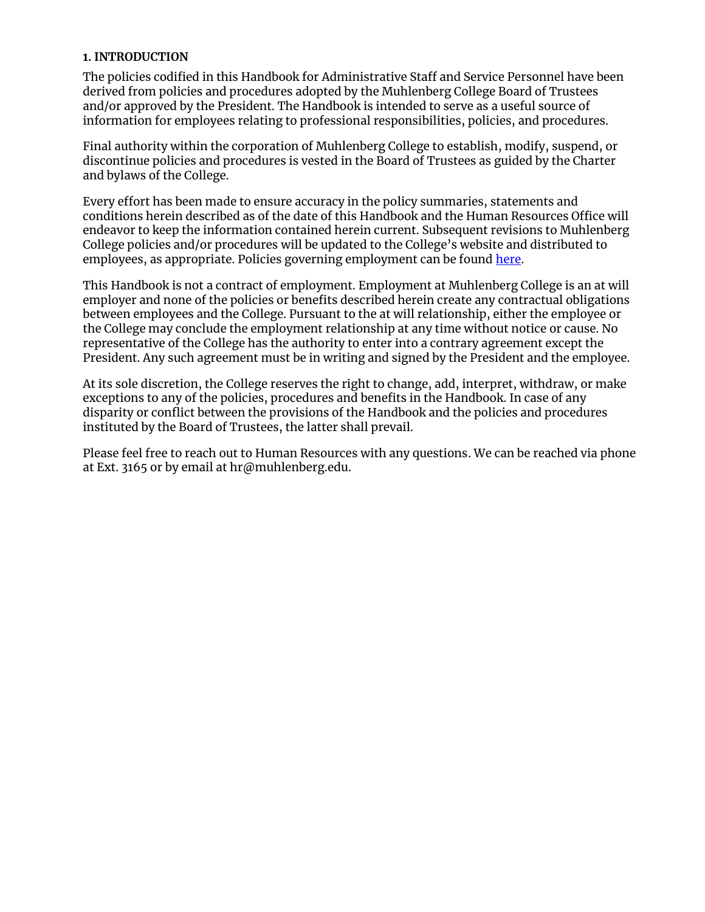## 1. INTRODUCTION

The policies codified in this Handbook for Administrative Staff and Service Personnel have been derived from policies and procedures adopted by the Muhlenberg College Board of Trustees and/or approved by the President. The Handbook is intended to serve as a useful source of information for employees relating to professional responsibilities, policies, and procedures.

Final authority within the corporation of Muhlenberg College to establish, modify, suspend, or discontinue policies and procedures is vested in the Board of Trustees as guided by the Charter and bylaws of the College.

Every effort has been made to ensure accuracy in the policy summaries, statements and conditions herein described as of the date of this Handbook and the Human Resources Office will endeavor to keep the information contained herein current. Subsequent revisions to Muhlenberg College policies and/or procedures will be updated to the College's website and distributed to employees, as appropriate. Policies governing employment can be found here.

This Handbook is not a contract of employment. Employment at Muhlenberg College is an at will employer and none of the policies or benefits described herein create any contractual obligations between employees and the College. Pursuant to the at will relationship, either the employee or the College may conclude the employment relationship at any time without notice or cause. No representative of the College has the authority to enter into a contrary agreement except the President. Any such agreement must be in writing and signed by the President and the employee.

At its sole discretion, the College reserves the right to change, add, interpret, withdraw, or make exceptions to any of the policies, procedures and benefits in the Handbook. In case of any disparity or conflict between the provisions of the Handbook and the policies and procedures instituted by the Board of Trustees, the latter shall prevail.

Please feel free to reach out to Human Resources with any questions. We can be reached via phone at Ext. 3165 or by email at hr@muhlenberg.edu.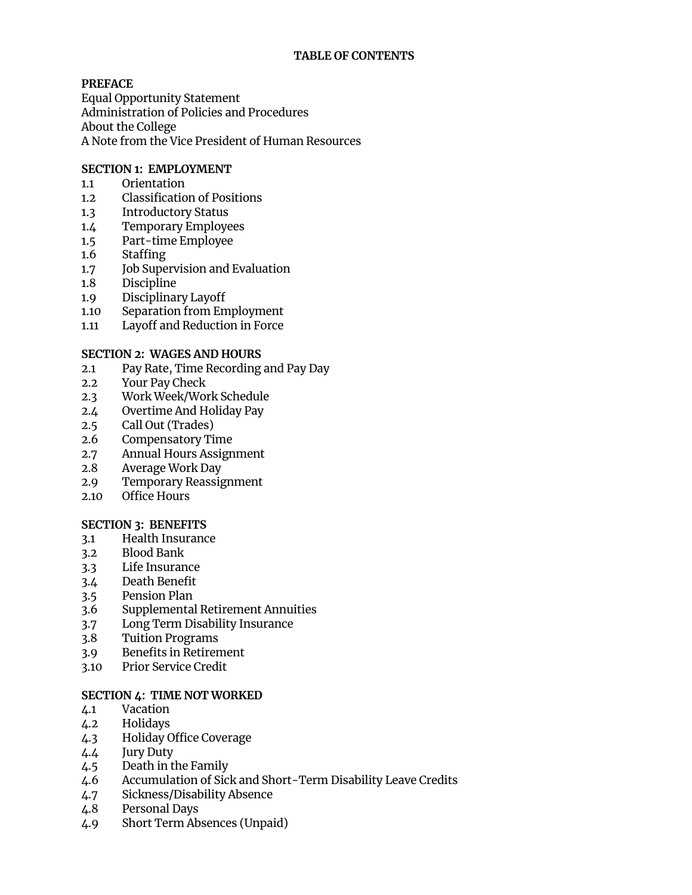# TABLE OF CONTENTS

**PREFACE**

Equal Opportunity Statement
Administration of Policies and Procedures
About the College
A Note from the Vice President of Human Resources

**SECTION 1: EMPLOYMENT**

1.1 Orientation
1.2 Classification of Positions
1.3 Introductory Status
1.4 Temporary Employees
1.5 Part-time Employee
1.6 Staffing
1.7 Job Supervision and Evaluation
1.8 Discipline
1.9 Disciplinary Layoff
1.10 Separation from Employment
1.11 Layoff and Reduction in Force

**SECTION 2: WAGES AND HOURS**

2.1 Pay Rate, Time Recording and Pay Day
2.2 Your Pay Check
2.3 Work Week/Work Schedule
2.4 Overtime And Holiday Pay
2.5 Call Out (Trades)
2.6 Compensatory Time
2.7 Annual Hours Assignment
2.8 Average Work Day
2.9 Temporary Reassignment
2.10 Office Hours

**SECTION 3: BENEFITS**

3.1 Health Insurance
3.2 Blood Bank
3.3 Life Insurance
3.4 Death Benefit
3.5 Pension Plan
3.6 Supplemental Retirement Annuities
3.7 Long Term Disability Insurance
3.8 Tuition Programs
3.9 Benefits in Retirement
3.10 Prior Service Credit

**SECTION 4: TIME NOT WORKED**

4.1 Vacation
4.2 Holidays
4.3 Holiday Office Coverage
4.4 Jury Duty
4.5 Death in the Family
4.6 Accumulation of Sick and Short-Term Disability Leave Credits
4.7 Sickness/Disability Absence
4.8 Personal Days
4.9 Short Term Absences (Unpaid)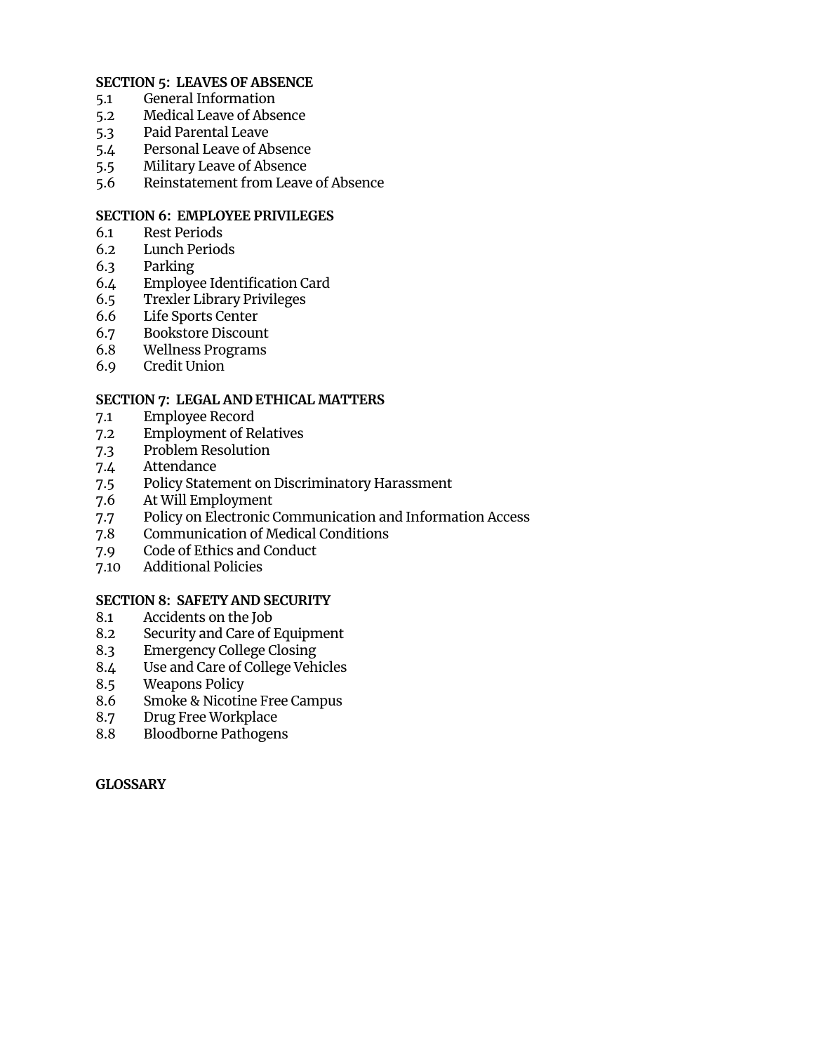**SECTION 5: LEAVES OF ABSENCE**

5.1 General Information
5.2 Medical Leave of Absence
5.3 Paid Parental Leave
5.4 Personal Leave of Absence
5.5 Military Leave of Absence
5.6 Reinstatement from Leave of Absence

**SECTION 6: EMPLOYEE PRIVILEGES**

6.1 Rest Periods
6.2 Lunch Periods
6.3 Parking
6.4 Employee Identification Card
6.5 Trexler Library Privileges
6.6 Life Sports Center
6.7 Bookstore Discount
6.8 Wellness Programs
6.9 Credit Union

**SECTION 7: LEGAL AND ETHICAL MATTERS**

7.1 Employee Record
7.2 Employment of Relatives
7.3 Problem Resolution
7.4 Attendance
7.5 Policy Statement on Discriminatory Harassment
7.6 At Will Employment
7.7 Policy on Electronic Communication and Information Access
7.8 Communication of Medical Conditions
7.9 Code of Ethics and Conduct
7.10 Additional Policies

**SECTION 8: SAFETY AND SECURITY**

8.1 Accidents on the Job
8.2 Security and Care of Equipment
8.3 Emergency College Closing
8.4 Use and Care of College Vehicles
8.5 Weapons Policy
8.6 Smoke & Nicotine Free Campus
8.7 Drug Free Workplace
8.8 Bloodborne Pathogens

**GLOSSARY**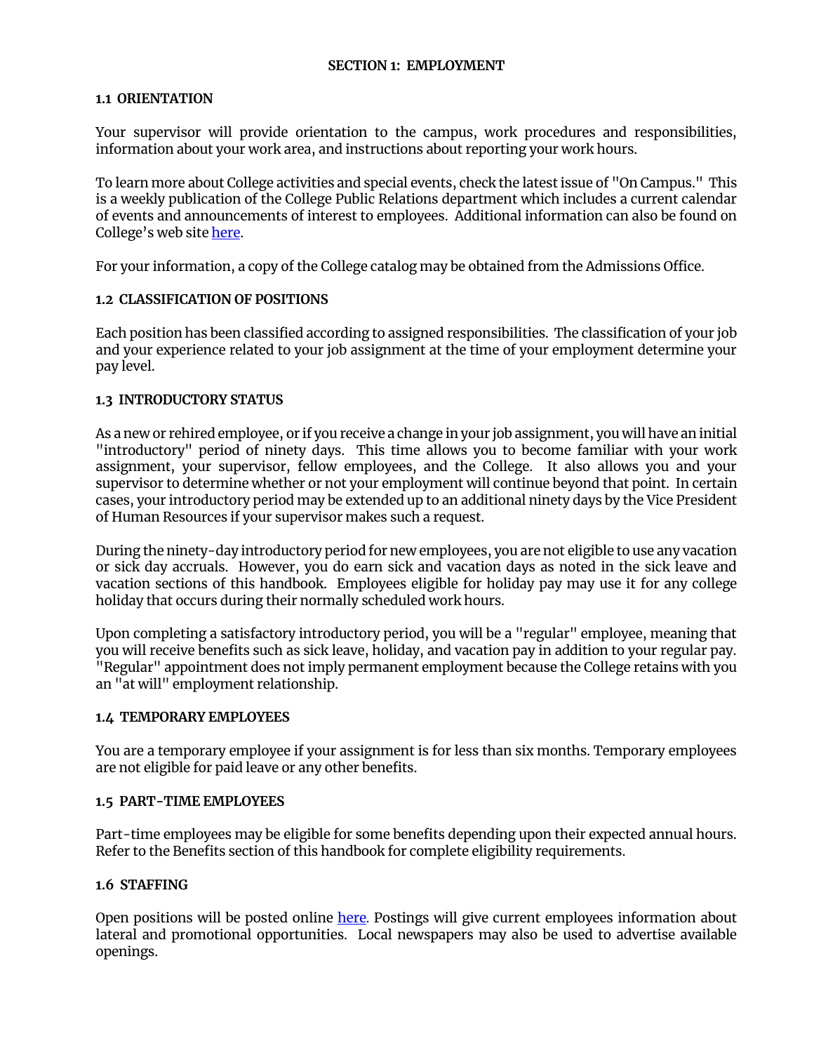# SECTION 1: EMPLOYMENT

## 1.1 ORIENTATION

Your supervisor will provide orientation to the campus, work procedures and responsibilities, information about your work area, and instructions about reporting your work hours.

To learn more about College activities and special events, check the latest issue of "On Campus." This is a weekly publication of the College Public Relations department which includes a current calendar of events and announcements of interest to employees. Additional information can also be found on College's web site here.

For your information, a copy of the College catalog may be obtained from the Admissions Office.

## 1.2 CLASSIFICATION OF POSITIONS

Each position has been classified according to assigned responsibilities. The classification of your job and your experience related to your job assignment at the time of your employment determine your pay level.

## 1.3 INTRODUCTORY STATUS

As a new or rehired employee, or if you receive a change in your job assignment, you will have an initial "introductory" period of ninety days. This time allows you to become familiar with your work assignment, your supervisor, fellow employees, and the College. It also allows you and your supervisor to determine whether or not your employment will continue beyond that point. In certain cases, your introductory period may be extended up to an additional ninety days by the Vice President of Human Resources if your supervisor makes such a request.

During the ninety-day introductory period for new employees, you are not eligible to use any vacation or sick day accruals. However, you do earn sick and vacation days as noted in the sick leave and vacation sections of this handbook. Employees eligible for holiday pay may use it for any college holiday that occurs during their normally scheduled work hours.

Upon completing a satisfactory introductory period, you will be a "regular" employee, meaning that you will receive benefits such as sick leave, holiday, and vacation pay in addition to your regular pay. "Regular" appointment does not imply permanent employment because the College retains with you an "at will" employment relationship.

## 1.4 TEMPORARY EMPLOYEES

You are a temporary employee if your assignment is for less than six months. Temporary employees are not eligible for paid leave or any other benefits.

## 1.5 PART-TIME EMPLOYEES

Part-time employees may be eligible for some benefits depending upon their expected annual hours. Refer to the Benefits section of this handbook for complete eligibility requirements.

## 1.6 STAFFING

Open positions will be posted online here. Postings will give current employees information about lateral and promotional opportunities. Local newspapers may also be used to advertise available openings.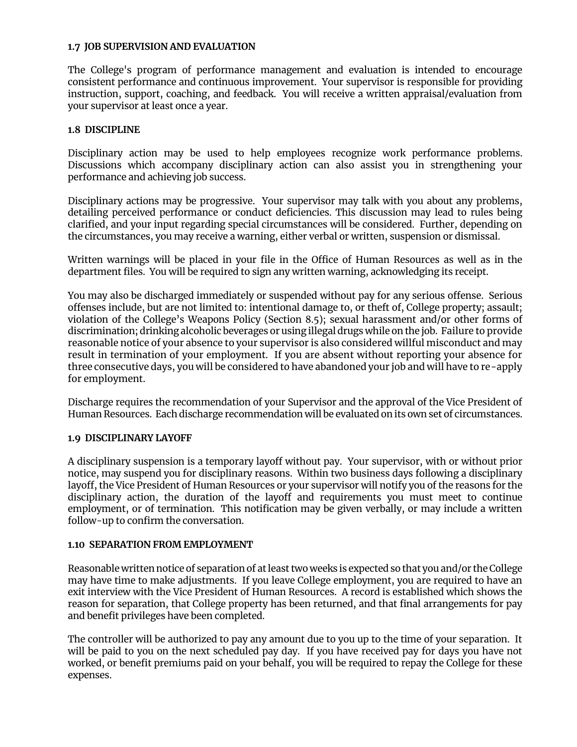### 1.7 JOB SUPERVISION AND EVALUATION

The College's program of performance management and evaluation is intended to encourage consistent performance and continuous improvement. Your supervisor is responsible for providing instruction, support, coaching, and feedback. You will receive a written appraisal/evaluation from your supervisor at least once a year.

### 1.8 DISCIPLINE

Disciplinary action may be used to help employees recognize work performance problems. Discussions which accompany disciplinary action can also assist you in strengthening your performance and achieving job success.

Disciplinary actions may be progressive. Your supervisor may talk with you about any problems, detailing perceived performance or conduct deficiencies. This discussion may lead to rules being clarified, and your input regarding special circumstances will be considered. Further, depending on the circumstances, you may receive a warning, either verbal or written, suspension or dismissal.

Written warnings will be placed in your file in the Office of Human Resources as well as in the department files. You will be required to sign any written warning, acknowledging its receipt.

You may also be discharged immediately or suspended without pay for any serious offense. Serious offenses include, but are not limited to: intentional damage to, or theft of, College property; assault; violation of the College's Weapons Policy (Section 8.5); sexual harassment and/or other forms of discrimination; drinking alcoholic beverages or using illegal drugs while on the job. Failure to provide reasonable notice of your absence to your supervisor is also considered willful misconduct and may result in termination of your employment. If you are absent without reporting your absence for three consecutive days, you will be considered to have abandoned your job and will have to re-apply for employment.

Discharge requires the recommendation of your Supervisor and the approval of the Vice President of Human Resources. Each discharge recommendation will be evaluated on its own set of circumstances.

### 1.9 DISCIPLINARY LAYOFF

A disciplinary suspension is a temporary layoff without pay. Your supervisor, with or without prior notice, may suspend you for disciplinary reasons. Within two business days following a disciplinary layoff, the Vice President of Human Resources or your supervisor will notify you of the reasons for the disciplinary action, the duration of the layoff and requirements you must meet to continue employment, or of termination. This notification may be given verbally, or may include a written follow-up to confirm the conversation.

### 1.10 SEPARATION FROM EMPLOYMENT

Reasonable written notice of separation of at least two weeks is expected so that you and/or the College may have time to make adjustments. If you leave College employment, you are required to have an exit interview with the Vice President of Human Resources. A record is established which shows the reason for separation, that College property has been returned, and that final arrangements for pay and benefit privileges have been completed.

The controller will be authorized to pay any amount due to you up to the time of your separation. It will be paid to you on the next scheduled pay day. If you have received pay for days you have not worked, or benefit premiums paid on your behalf, you will be required to repay the College for these expenses.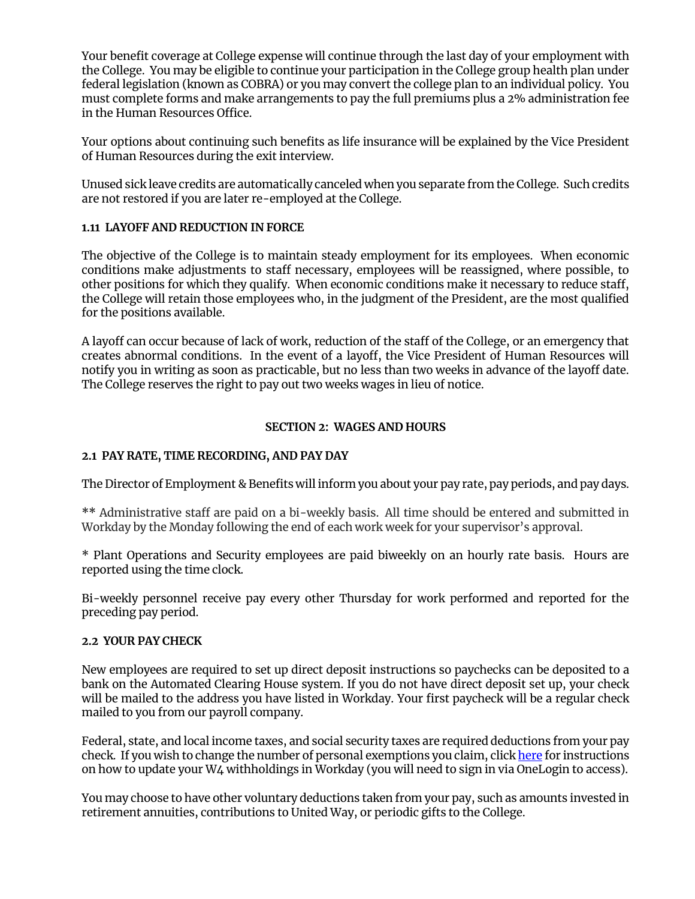Your benefit coverage at College expense will continue through the last day of your employment with the College. You may be eligible to continue your participation in the College group health plan under federal legislation (known as COBRA) or you may convert the college plan to an individual policy. You must complete forms and make arrangements to pay the full premiums plus a 2% administration fee in the Human Resources Office.

Your options about continuing such benefits as life insurance will be explained by the Vice President of Human Resources during the exit interview.

Unused sick leave credits are automatically canceled when you separate from the College. Such credits are not restored if you are later re-employed at the College.

### 1.11 LAYOFF AND REDUCTION IN FORCE

The objective of the College is to maintain steady employment for its employees. When economic conditions make adjustments to staff necessary, employees will be reassigned, where possible, to other positions for which they qualify. When economic conditions make it necessary to reduce staff, the College will retain those employees who, in the judgment of the President, are the most qualified for the positions available.

A layoff can occur because of lack of work, reduction of the staff of the College, or an emergency that creates abnormal conditions. In the event of a layoff, the Vice President of Human Resources will notify you in writing as soon as practicable, but no less than two weeks in advance of the layoff date. The College reserves the right to pay out two weeks wages in lieu of notice.

## SECTION 2: WAGES AND HOURS

### 2.1 PAY RATE, TIME RECORDING, AND PAY DAY

The Director of Employment & Benefits will inform you about your pay rate, pay periods, and pay days.

** Administrative staff are paid on a bi-weekly basis. All time should be entered and submitted in Workday by the Monday following the end of each work week for your supervisor's approval.

* Plant Operations and Security employees are paid biweekly on an hourly rate basis. Hours are reported using the time clock.

Bi-weekly personnel receive pay every other Thursday for work performed and reported for the preceding pay period.

### 2.2 YOUR PAY CHECK

New employees are required to set up direct deposit instructions so paychecks can be deposited to a bank on the Automated Clearing House system. If you do not have direct deposit set up, your check will be mailed to the address you have listed in Workday. Your first paycheck will be a regular check mailed to you from our payroll company.

Federal, state, and local income taxes, and social security taxes are required deductions from your pay check. If you wish to change the number of personal exemptions you claim, click here for instructions on how to update your W4 withholdings in Workday (you will need to sign in via OneLogin to access).

You may choose to have other voluntary deductions taken from your pay, such as amounts invested in retirement annuities, contributions to United Way, or periodic gifts to the College.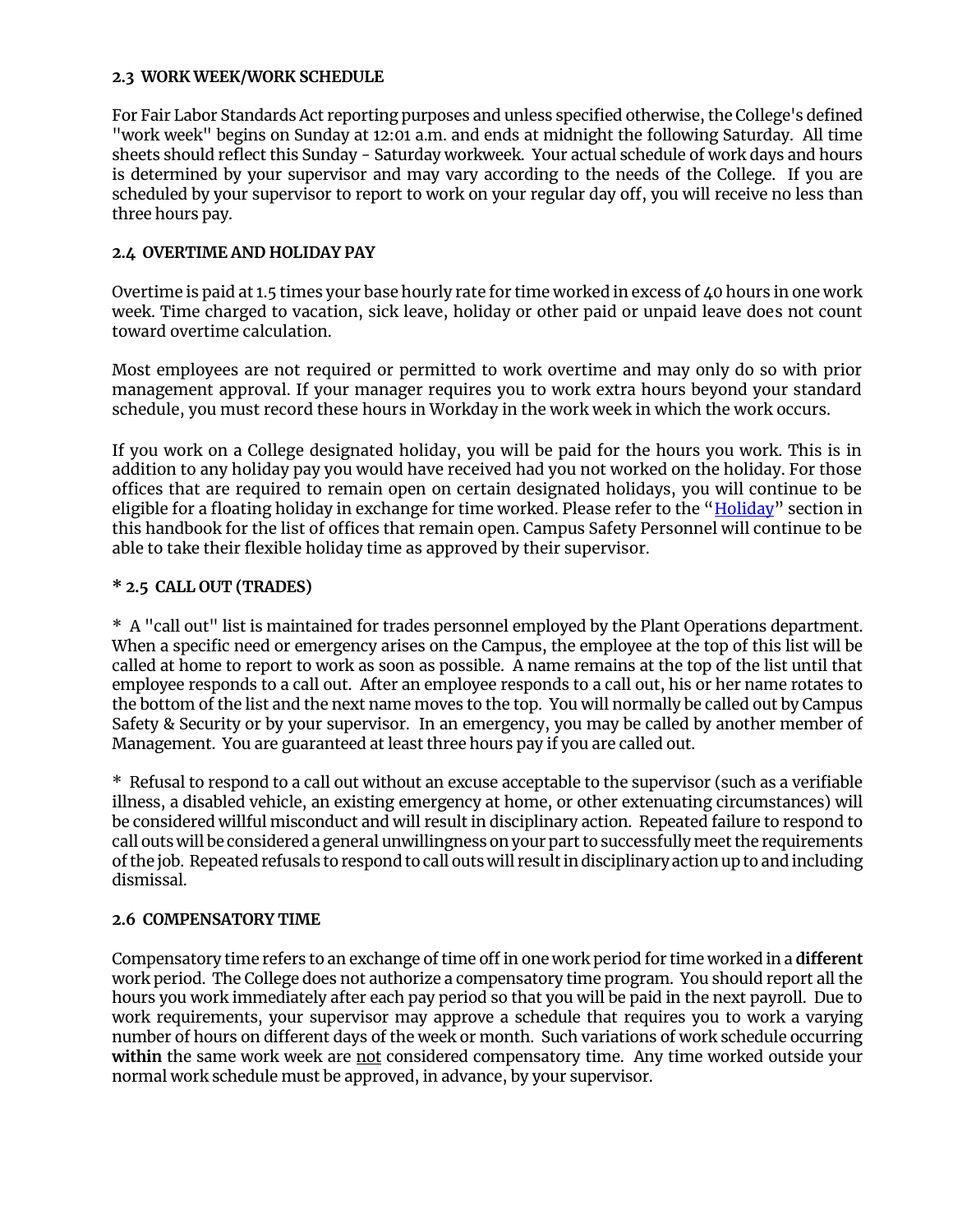**2.3 WORK WEEK/WORK SCHEDULE**

For Fair Labor Standards Act reporting purposes and unless specified otherwise, the College's defined "work week" begins on Sunday at 12:01 a.m. and ends at midnight the following Saturday. All time sheets should reflect this Sunday - Saturday workweek. Your actual schedule of work days and hours is determined by your supervisor and may vary according to the needs of the College. If you are scheduled by your supervisor to report to work on your regular day off, you will receive no less than three hours pay.

**2.4 OVERTIME AND HOLIDAY PAY**

Overtime is paid at 1.5 times your base hourly rate for time worked in excess of 40 hours in one work week. Time charged to vacation, sick leave, holiday or other paid or unpaid leave does not count toward overtime calculation.

Most employees are not required or permitted to work overtime and may only do so with prior management approval. If your manager requires you to work extra hours beyond your standard schedule, you must record these hours in Workday in the work week in which the work occurs.

If you work on a College designated holiday, you will be paid for the hours you work. This is in addition to any holiday pay you would have received had you not worked on the holiday. For those offices that are required to remain open on certain designated holidays, you will continue to be eligible for a floating holiday in exchange for time worked. Please refer to the "Holiday" section in this handbook for the list of offices that remain open. Campus Safety Personnel will continue to be able to take their flexible holiday time as approved by their supervisor.

**\* 2.5 CALL OUT (TRADES)**

\* A "call out" list is maintained for trades personnel employed by the Plant Operations department. When a specific need or emergency arises on the Campus, the employee at the top of this list will be called at home to report to work as soon as possible. A name remains at the top of the list until that employee responds to a call out. After an employee responds to a call out, his or her name rotates to the bottom of the list and the next name moves to the top. You will normally be called out by Campus Safety & Security or by your supervisor. In an emergency, you may be called by another member of Management. You are guaranteed at least three hours pay if you are called out.

\* Refusal to respond to a call out without an excuse acceptable to the supervisor (such as a verifiable illness, a disabled vehicle, an existing emergency at home, or other extenuating circumstances) will be considered willful misconduct and will result in disciplinary action. Repeated failure to respond to call outs will be considered a general unwillingness on your part to successfully meet the requirements of the job. Repeated refusals to respond to call outs will result in disciplinary action up to and including dismissal.

**2.6 COMPENSATORY TIME**

Compensatory time refers to an exchange of time off in one work period for time worked in a **different** work period. The College does not authorize a compensatory time program. You should report all the hours you work immediately after each pay period so that you will be paid in the next payroll. Due to work requirements, your supervisor may approve a schedule that requires you to work a varying number of hours on different days of the week or month. Such variations of work schedule occurring **within** the same work week are <u>not</u> considered compensatory time. Any time worked outside your normal work schedule must be approved, in advance, by your supervisor.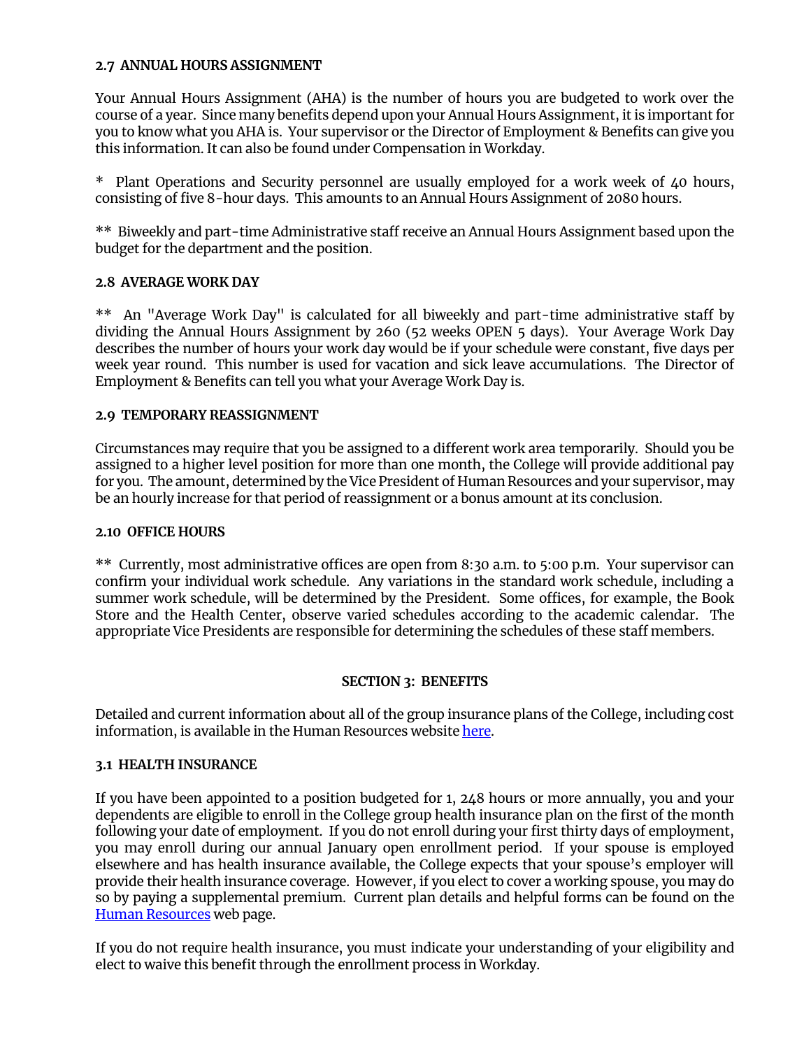### 2.7 ANNUAL HOURS ASSIGNMENT

Your Annual Hours Assignment (AHA) is the number of hours you are budgeted to work over the course of a year. Since many benefits depend upon your Annual Hours Assignment, it is important for you to know what you AHA is. Your supervisor or the Director of Employment & Benefits can give you this information. It can also be found under Compensation in Workday.

* Plant Operations and Security personnel are usually employed for a work week of 40 hours, consisting of five 8-hour days. This amounts to an Annual Hours Assignment of 2080 hours.

** Biweekly and part-time Administrative staff receive an Annual Hours Assignment based upon the budget for the department and the position.

### 2.8 AVERAGE WORK DAY

** An "Average Work Day" is calculated for all biweekly and part-time administrative staff by dividing the Annual Hours Assignment by 260 (52 weeks OPEN 5 days). Your Average Work Day describes the number of hours your work day would be if your schedule were constant, five days per week year round. This number is used for vacation and sick leave accumulations. The Director of Employment & Benefits can tell you what your Average Work Day is.

### 2.9 TEMPORARY REASSIGNMENT

Circumstances may require that you be assigned to a different work area temporarily. Should you be assigned to a higher level position for more than one month, the College will provide additional pay for you. The amount, determined by the Vice President of Human Resources and your supervisor, may be an hourly increase for that period of reassignment or a bonus amount at its conclusion.

### 2.10 OFFICE HOURS

** Currently, most administrative offices are open from 8:30 a.m. to 5:00 p.m. Your supervisor can confirm your individual work schedule. Any variations in the standard work schedule, including a summer work schedule, will be determined by the President. Some offices, for example, the Book Store and the Health Center, observe varied schedules according to the academic calendar. The appropriate Vice Presidents are responsible for determining the schedules of these staff members.

## SECTION 3: BENEFITS

Detailed and current information about all of the group insurance plans of the College, including cost information, is available in the Human Resources website here.

### 3.1 HEALTH INSURANCE

If you have been appointed to a position budgeted for 1, 248 hours or more annually, you and your dependents are eligible to enroll in the College group health insurance plan on the first of the month following your date of employment. If you do not enroll during your first thirty days of employment, you may enroll during our annual January open enrollment period. If your spouse is employed elsewhere and has health insurance available, the College expects that your spouse's employer will provide their health insurance coverage. However, if you elect to cover a working spouse, you may do so by paying a supplemental premium. Current plan details and helpful forms can be found on the Human Resources web page.

If you do not require health insurance, you must indicate your understanding of your eligibility and elect to waive this benefit through the enrollment process in Workday.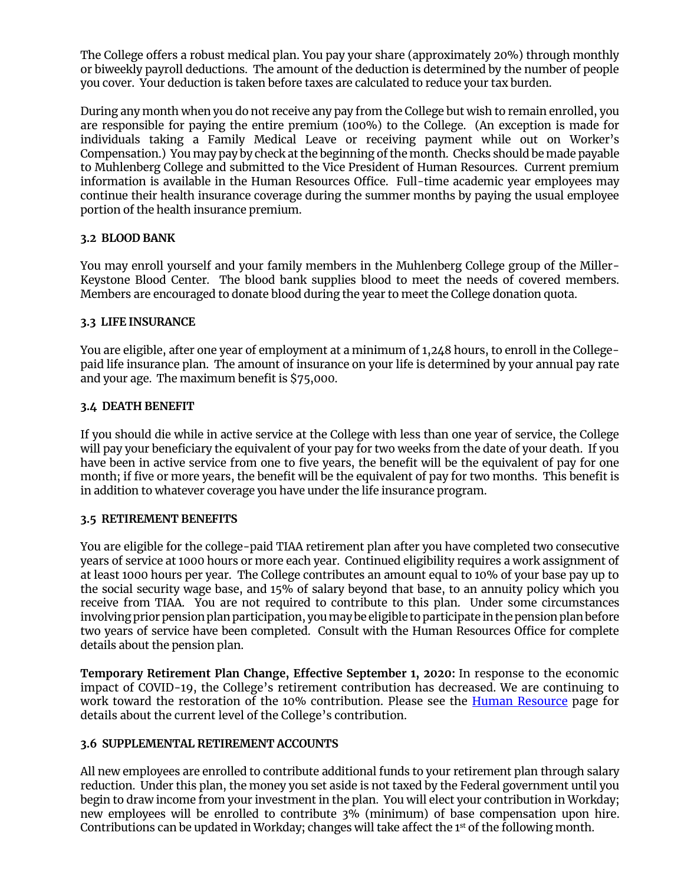The College offers a robust medical plan. You pay your share (approximately 20%) through monthly or biweekly payroll deductions. The amount of the deduction is determined by the number of people you cover. Your deduction is taken before taxes are calculated to reduce your tax burden.

During any month when you do not receive any pay from the College but wish to remain enrolled, you are responsible for paying the entire premium (100%) to the College. (An exception is made for individuals taking a Family Medical Leave or receiving payment while out on Worker's Compensation.) You may pay by check at the beginning of the month. Checks should be made payable to Muhlenberg College and submitted to the Vice President of Human Resources. Current premium information is available in the Human Resources Office. Full-time academic year employees may continue their health insurance coverage during the summer months by paying the usual employee portion of the health insurance premium.

### 3.2 BLOOD BANK

You may enroll yourself and your family members in the Muhlenberg College group of the Miller-Keystone Blood Center. The blood bank supplies blood to meet the needs of covered members. Members are encouraged to donate blood during the year to meet the College donation quota.

### 3.3 LIFE INSURANCE

You are eligible, after one year of employment at a minimum of 1,248 hours, to enroll in the College-paid life insurance plan. The amount of insurance on your life is determined by your annual pay rate and your age. The maximum benefit is $75,000.

### 3.4 DEATH BENEFIT

If you should die while in active service at the College with less than one year of service, the College will pay your beneficiary the equivalent of your pay for two weeks from the date of your death. If you have been in active service from one to five years, the benefit will be the equivalent of pay for one month; if five or more years, the benefit will be the equivalent of pay for two months. This benefit is in addition to whatever coverage you have under the life insurance program.

### 3.5 RETIREMENT BENEFITS

You are eligible for the college-paid TIAA retirement plan after you have completed two consecutive years of service at 1000 hours or more each year. Continued eligibility requires a work assignment of at least 1000 hours per year. The College contributes an amount equal to 10% of your base pay up to the social security wage base, and 15% of salary beyond that base, to an annuity policy which you receive from TIAA. You are not required to contribute to this plan. Under some circumstances involving prior pension plan participation, you may be eligible to participate in the pension plan before two years of service have been completed. Consult with the Human Resources Office for complete details about the pension plan.

**Temporary Retirement Plan Change, Effective September 1, 2020:** In response to the economic impact of COVID-19, the College's retirement contribution has decreased. We are continuing to work toward the restoration of the 10% contribution. Please see the Human Resource page for details about the current level of the College's contribution.

### 3.6 SUPPLEMENTAL RETIREMENT ACCOUNTS

All new employees are enrolled to contribute additional funds to your retirement plan through salary reduction. Under this plan, the money you set aside is not taxed by the Federal government until you begin to draw income from your investment in the plan. You will elect your contribution in Workday; new employees will be enrolled to contribute 3% (minimum) of base compensation upon hire. Contributions can be updated in Workday; changes will take affect the 1st of the following month.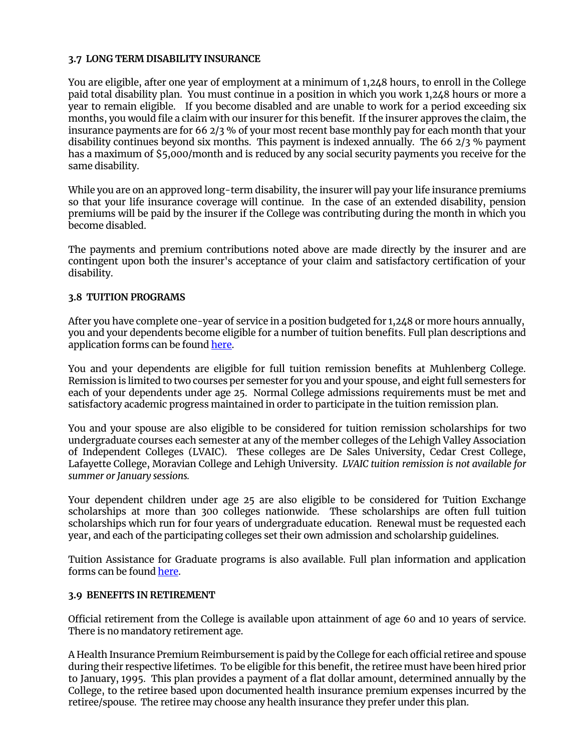### 3.7 LONG TERM DISABILITY INSURANCE

You are eligible, after one year of employment at a minimum of 1,248 hours, to enroll in the College paid total disability plan. You must continue in a position in which you work 1,248 hours or more a year to remain eligible. If you become disabled and are unable to work for a period exceeding six months, you would file a claim with our insurer for this benefit. If the insurer approves the claim, the insurance payments are for 66 2/3 % of your most recent base monthly pay for each month that your disability continues beyond six months. This payment is indexed annually. The 66 2/3 % payment has a maximum of $5,000/month and is reduced by any social security payments you receive for the same disability.

While you are on an approved long-term disability, the insurer will pay your life insurance premiums so that your life insurance coverage will continue. In the case of an extended disability, pension premiums will be paid by the insurer if the College was contributing during the month in which you become disabled.

The payments and premium contributions noted above are made directly by the insurer and are contingent upon both the insurer's acceptance of your claim and satisfactory certification of your disability.

### 3.8 TUITION PROGRAMS

After you have complete one-year of service in a position budgeted for 1,248 or more hours annually, you and your dependents become eligible for a number of tuition benefits. Full plan descriptions and application forms can be found here.

You and your dependents are eligible for full tuition remission benefits at Muhlenberg College. Remission is limited to two courses per semester for you and your spouse, and eight full semesters for each of your dependents under age 25. Normal College admissions requirements must be met and satisfactory academic progress maintained in order to participate in the tuition remission plan.

You and your spouse are also eligible to be considered for tuition remission scholarships for two undergraduate courses each semester at any of the member colleges of the Lehigh Valley Association of Independent Colleges (LVAIC). These colleges are De Sales University, Cedar Crest College, Lafayette College, Moravian College and Lehigh University. *LVAIC tuition remission is not available for summer or January sessions.*

Your dependent children under age 25 are also eligible to be considered for Tuition Exchange scholarships at more than 300 colleges nationwide. These scholarships are often full tuition scholarships which run for four years of undergraduate education. Renewal must be requested each year, and each of the participating colleges set their own admission and scholarship guidelines.

Tuition Assistance for Graduate programs is also available. Full plan information and application forms can be found here.

### 3.9 BENEFITS IN RETIREMENT

Official retirement from the College is available upon attainment of age 60 and 10 years of service. There is no mandatory retirement age.

A Health Insurance Premium Reimbursement is paid by the College for each official retiree and spouse during their respective lifetimes. To be eligible for this benefit, the retiree must have been hired prior to January, 1995. This plan provides a payment of a flat dollar amount, determined annually by the College, to the retiree based upon documented health insurance premium expenses incurred by the retiree/spouse. The retiree may choose any health insurance they prefer under this plan.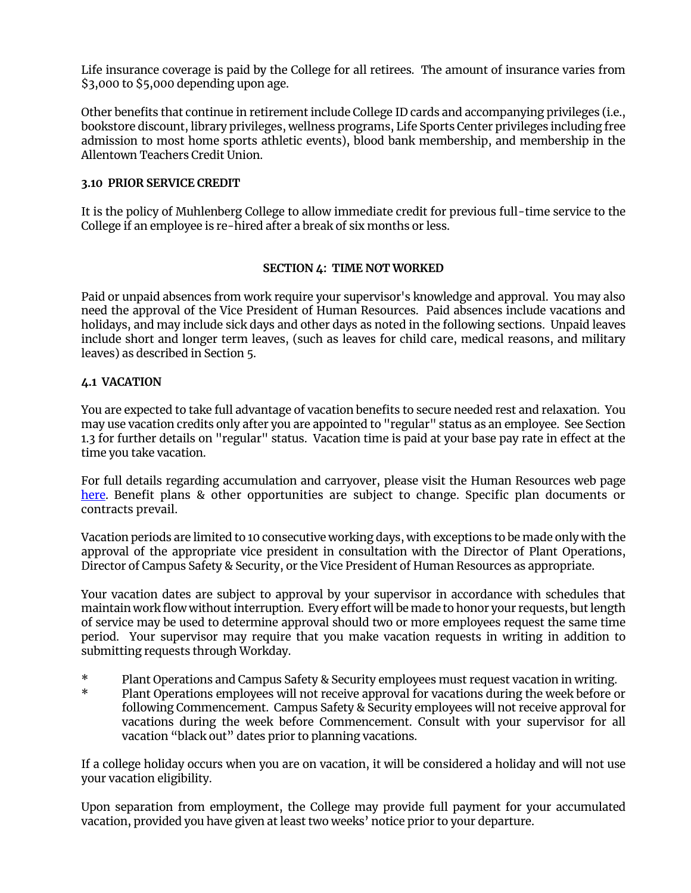Life insurance coverage is paid by the College for all retirees. The amount of insurance varies from $3,000 to $5,000 depending upon age.

Other benefits that continue in retirement include College ID cards and accompanying privileges (i.e., bookstore discount, library privileges, wellness programs, Life Sports Center privileges including free admission to most home sports athletic events), blood bank membership, and membership in the Allentown Teachers Credit Union.

### 3.10 PRIOR SERVICE CREDIT

It is the policy of Muhlenberg College to allow immediate credit for previous full-time service to the College if an employee is re-hired after a break of six months or less.

## SECTION 4: TIME NOT WORKED

Paid or unpaid absences from work require your supervisor's knowledge and approval. You may also need the approval of the Vice President of Human Resources. Paid absences include vacations and holidays, and may include sick days and other days as noted in the following sections. Unpaid leaves include short and longer term leaves, (such as leaves for child care, medical reasons, and military leaves) as described in Section 5.

### 4.1 VACATION

You are expected to take full advantage of vacation benefits to secure needed rest and relaxation. You may use vacation credits only after you are appointed to "regular" status as an employee. See Section 1.3 for further details on "regular" status. Vacation time is paid at your base pay rate in effect at the time you take vacation.

For full details regarding accumulation and carryover, please visit the Human Resources web page here. Benefit plans & other opportunities are subject to change. Specific plan documents or contracts prevail.

Vacation periods are limited to 10 consecutive working days, with exceptions to be made only with the approval of the appropriate vice president in consultation with the Director of Plant Operations, Director of Campus Safety & Security, or the Vice President of Human Resources as appropriate.

Your vacation dates are subject to approval by your supervisor in accordance with schedules that maintain work flow without interruption. Every effort will be made to honor your requests, but length of service may be used to determine approval should two or more employees request the same time period. Your supervisor may require that you make vacation requests in writing in addition to submitting requests through Workday.

* Plant Operations and Campus Safety & Security employees must request vacation in writing.
* Plant Operations employees will not receive approval for vacations during the week before or following Commencement. Campus Safety & Security employees will not receive approval for vacations during the week before Commencement. Consult with your supervisor for all vacation "black out" dates prior to planning vacations.

If a college holiday occurs when you are on vacation, it will be considered a holiday and will not use your vacation eligibility.

Upon separation from employment, the College may provide full payment for your accumulated vacation, provided you have given at least two weeks' notice prior to your departure.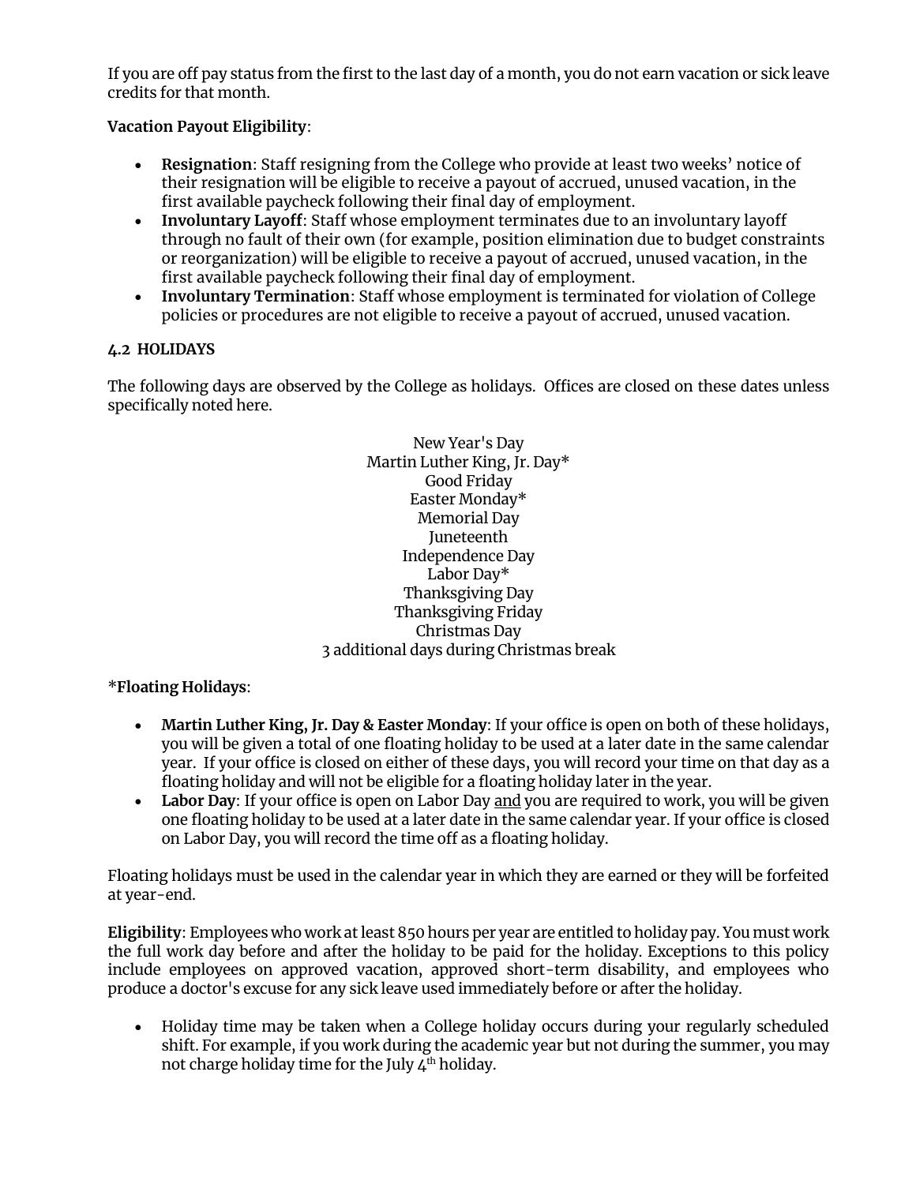If you are off pay status from the first to the last day of a month, you do not earn vacation or sick leave credits for that month.

**Vacation Payout Eligibility**:

- **Resignation**: Staff resigning from the College who provide at least two weeks' notice of their resignation will be eligible to receive a payout of accrued, unused vacation, in the first available paycheck following their final day of employment.
- **Involuntary Layoff**: Staff whose employment terminates due to an involuntary layoff through no fault of their own (for example, position elimination due to budget constraints or reorganization) will be eligible to receive a payout of accrued, unused vacation, in the first available paycheck following their final day of employment.
- **Involuntary Termination**: Staff whose employment is terminated for violation of College policies or procedures are not eligible to receive a payout of accrued, unused vacation.

### 4.2 HOLIDAYS

The following days are observed by the College as holidays. Offices are closed on these dates unless specifically noted here.

New Year's Day
Martin Luther King, Jr. Day*
Good Friday
Easter Monday*
Memorial Day
Juneteenth
Independence Day
Labor Day*
Thanksgiving Day
Thanksgiving Friday
Christmas Day
3 additional days during Christmas break

***Floating Holidays**:

- **Martin Luther King, Jr. Day & Easter Monday**: If your office is open on both of these holidays, you will be given a total of one floating holiday to be used at a later date in the same calendar year. If your office is closed on either of these days, you will record your time on that day as a floating holiday and will not be eligible for a floating holiday later in the year.
- **Labor Day**: If your office is open on Labor Day and you are required to work, you will be given one floating holiday to be used at a later date in the same calendar year. If your office is closed on Labor Day, you will record the time off as a floating holiday.

Floating holidays must be used in the calendar year in which they are earned or they will be forfeited at year-end.

**Eligibility**: Employees who work at least 850 hours per year are entitled to holiday pay. You must work the full work day before and after the holiday to be paid for the holiday. Exceptions to this policy include employees on approved vacation, approved short-term disability, and employees who produce a doctor's excuse for any sick leave used immediately before or after the holiday.

- Holiday time may be taken when a College holiday occurs during your regularly scheduled shift. For example, if you work during the academic year but not during the summer, you may not charge holiday time for the July 4th holiday.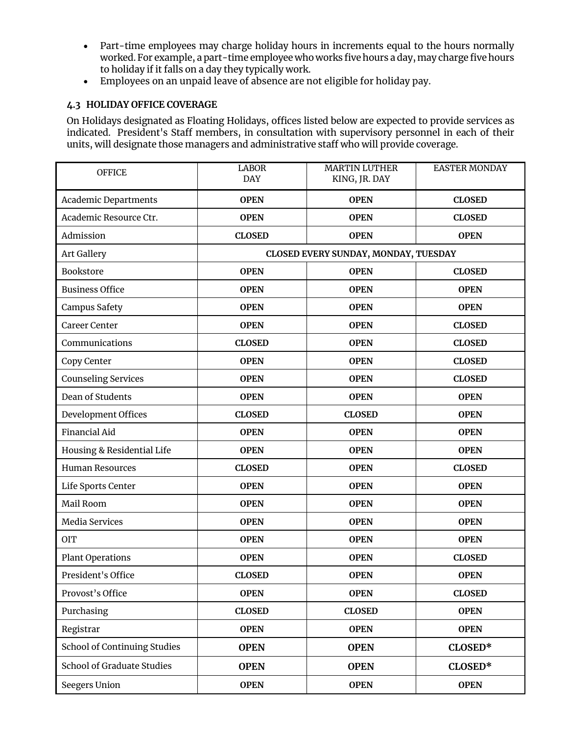- Part-time employees may charge holiday hours in increments equal to the hours normally worked. For example, a part-time employee who works five hours a day, may charge five hours to holiday if it falls on a day they typically work.
- Employees on an unpaid leave of absence are not eligible for holiday pay.

### 4.3 HOLIDAY OFFICE COVERAGE

On Holidays designated as Floating Holidays, offices listed below are expected to provide services as indicated. President's Staff members, in consultation with supervisory personnel in each of their units, will designate those managers and administrative staff who will provide coverage.

| OFFICE | LABOR DAY | MARTIN LUTHER KING, JR. DAY | EASTER MONDAY |
|---|---|---|---|
| Academic Departments | **OPEN** | **OPEN** | **CLOSED** |
| Academic Resource Ctr. | **OPEN** | **OPEN** | **CLOSED** |
| Admission | **CLOSED** | **OPEN** | **OPEN** |
| Art Gallery | **CLOSED EVERY SUNDAY, MONDAY, TUESDAY** | | |
| Bookstore | **OPEN** | **OPEN** | **CLOSED** |
| Business Office | **OPEN** | **OPEN** | **OPEN** |
| Campus Safety | **OPEN** | **OPEN** | **OPEN** |
| Career Center | **OPEN** | **OPEN** | **CLOSED** |
| Communications | **CLOSED** | **OPEN** | **CLOSED** |
| Copy Center | **OPEN** | **OPEN** | **CLOSED** |
| Counseling Services | **OPEN** | **OPEN** | **CLOSED** |
| Dean of Students | **OPEN** | **OPEN** | **OPEN** |
| Development Offices | **CLOSED** | **CLOSED** | **OPEN** |
| Financial Aid | **OPEN** | **OPEN** | **OPEN** |
| Housing & Residential Life | **OPEN** | **OPEN** | **OPEN** |
| Human Resources | **CLOSED** | **OPEN** | **CLOSED** |
| Life Sports Center | **OPEN** | **OPEN** | **OPEN** |
| Mail Room | **OPEN** | **OPEN** | **OPEN** |
| Media Services | **OPEN** | **OPEN** | **OPEN** |
| OIT | **OPEN** | **OPEN** | **OPEN** |
| Plant Operations | **OPEN** | **OPEN** | **CLOSED** |
| President's Office | **CLOSED** | **OPEN** | **OPEN** |
| Provost's Office | **OPEN** | **OPEN** | **CLOSED** |
| Purchasing | **CLOSED** | **CLOSED** | **OPEN** |
| Registrar | **OPEN** | **OPEN** | **OPEN** |
| School of Continuing Studies | **OPEN** | **OPEN** | **CLOSED*** |
| School of Graduate Studies | **OPEN** | **OPEN** | **CLOSED*** |
| Seegers Union | **OPEN** | **OPEN** | **OPEN** |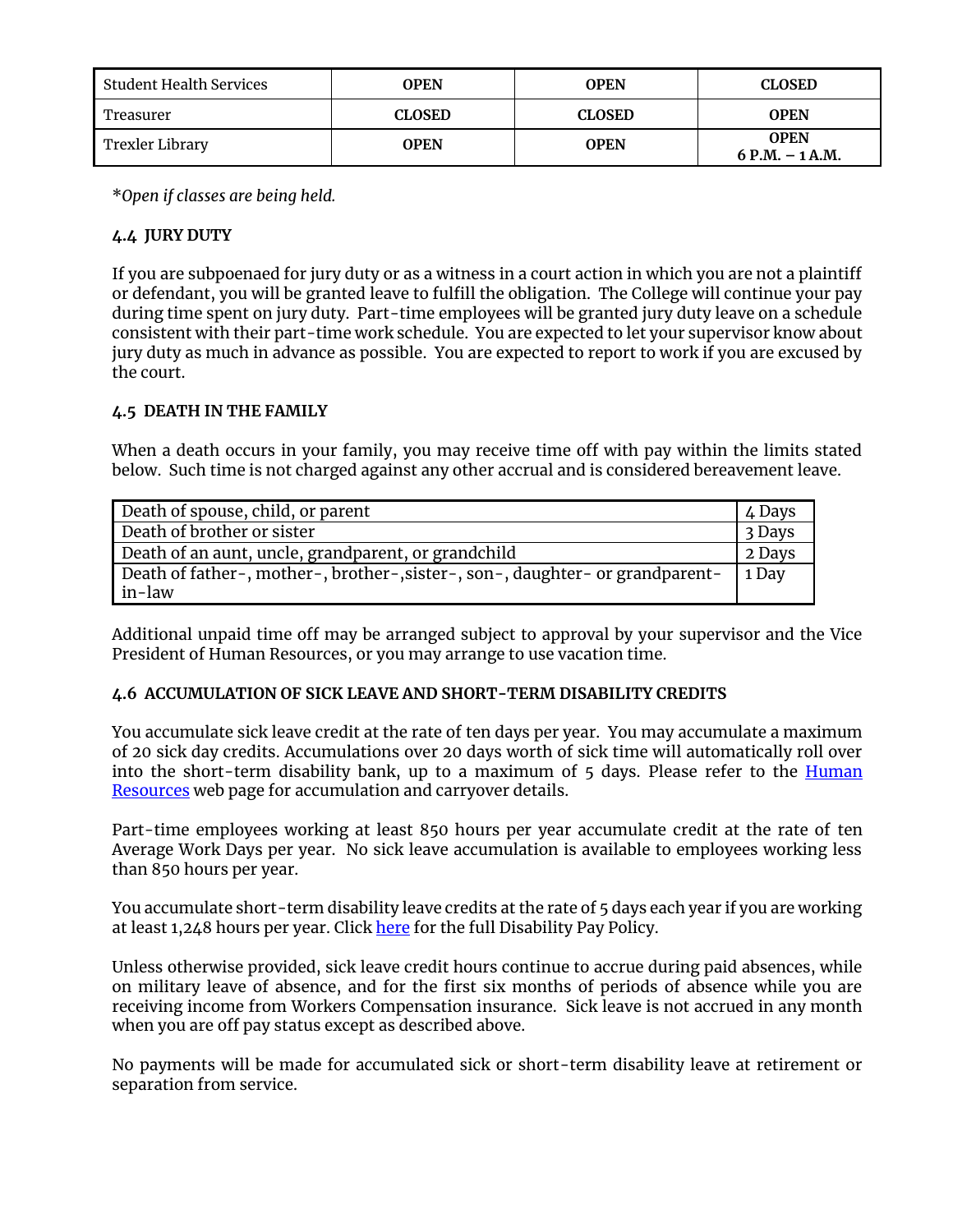| | | | |
|---|---|---|---|
| Student Health Services | **OPEN** | **OPEN** | **CLOSED** |
| Treasurer | **CLOSED** | **CLOSED** | **OPEN** |
| Trexler Library | **OPEN** | **OPEN** | **OPEN** <br> **6 P.M. – 1 A.M.** |

*\*Open if classes are being held.*

### 4.4 JURY DUTY

If you are subpoenaed for jury duty or as a witness in a court action in which you are not a plaintiff or defendant, you will be granted leave to fulfill the obligation. The College will continue your pay during time spent on jury duty. Part-time employees will be granted jury duty leave on a schedule consistent with their part-time work schedule. You are expected to let your supervisor know about jury duty as much in advance as possible. You are expected to report to work if you are excused by the court.

### 4.5 DEATH IN THE FAMILY

When a death occurs in your family, you may receive time off with pay within the limits stated below. Such time is not charged against any other accrual and is considered bereavement leave.

| | |
|---|---|
| Death of spouse, child, or parent | 4 Days |
| Death of brother or sister | 3 Days |
| Death of an aunt, uncle, grandparent, or grandchild | 2 Days |
| Death of father-, mother-, brother-,sister-, son-, daughter- or grandparent-in-law | 1 Day |

Additional unpaid time off may be arranged subject to approval by your supervisor and the Vice President of Human Resources, or you may arrange to use vacation time.

### 4.6 ACCUMULATION OF SICK LEAVE AND SHORT-TERM DISABILITY CREDITS

You accumulate sick leave credit at the rate of ten days per year. You may accumulate a maximum of 20 sick day credits. Accumulations over 20 days worth of sick time will automatically roll over into the short-term disability bank, up to a maximum of 5 days. Please refer to the Human Resources web page for accumulation and carryover details.

Part-time employees working at least 850 hours per year accumulate credit at the rate of ten Average Work Days per year. No sick leave accumulation is available to employees working less than 850 hours per year.

You accumulate short-term disability leave credits at the rate of 5 days each year if you are working at least 1,248 hours per year. Click here for the full Disability Pay Policy.

Unless otherwise provided, sick leave credit hours continue to accrue during paid absences, while on military leave of absence, and for the first six months of periods of absence while you are receiving income from Workers Compensation insurance. Sick leave is not accrued in any month when you are off pay status except as described above.

No payments will be made for accumulated sick or short-term disability leave at retirement or separation from service.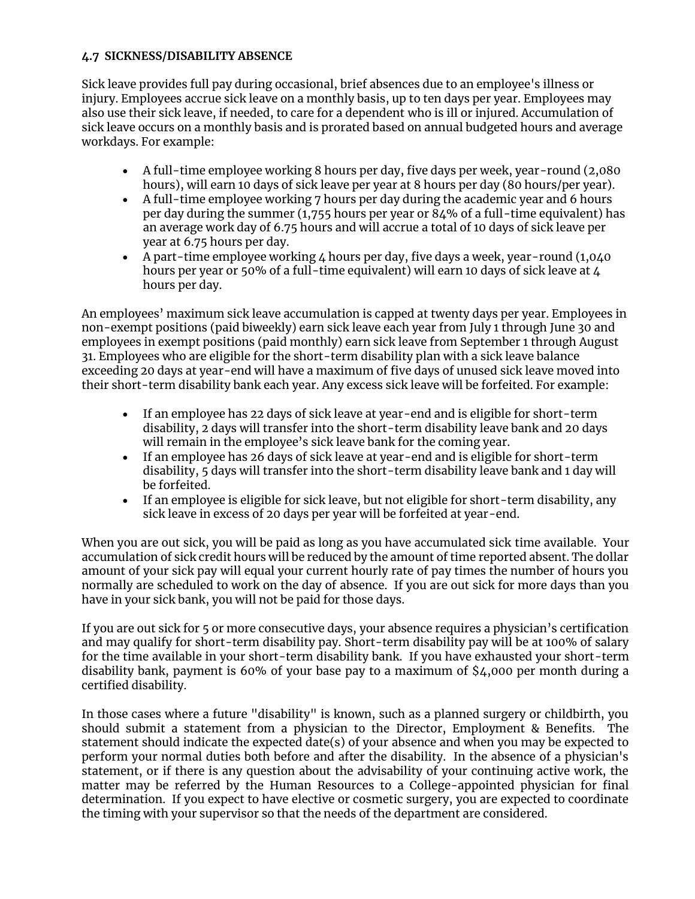#### 4.7 SICKNESS/DISABILITY ABSENCE

Sick leave provides full pay during occasional, brief absences due to an employee's illness or injury. Employees accrue sick leave on a monthly basis, up to ten days per year. Employees may also use their sick leave, if needed, to care for a dependent who is ill or injured. Accumulation of sick leave occurs on a monthly basis and is prorated based on annual budgeted hours and average workdays. For example:

- A full-time employee working 8 hours per day, five days per week, year-round (2,080 hours), will earn 10 days of sick leave per year at 8 hours per day (80 hours/per year).
- A full-time employee working 7 hours per day during the academic year and 6 hours per day during the summer (1,755 hours per year or 84% of a full-time equivalent) has an average work day of 6.75 hours and will accrue a total of 10 days of sick leave per year at 6.75 hours per day.
- A part-time employee working 4 hours per day, five days a week, year-round (1,040 hours per year or 50% of a full-time equivalent) will earn 10 days of sick leave at 4 hours per day.

An employees' maximum sick leave accumulation is capped at twenty days per year. Employees in non-exempt positions (paid biweekly) earn sick leave each year from July 1 through June 30 and employees in exempt positions (paid monthly) earn sick leave from September 1 through August 31. Employees who are eligible for the short-term disability plan with a sick leave balance exceeding 20 days at year-end will have a maximum of five days of unused sick leave moved into their short-term disability bank each year. Any excess sick leave will be forfeited. For example:

- If an employee has 22 days of sick leave at year-end and is eligible for short-term disability, 2 days will transfer into the short-term disability leave bank and 20 days will remain in the employee's sick leave bank for the coming year.
- If an employee has 26 days of sick leave at year-end and is eligible for short-term disability, 5 days will transfer into the short-term disability leave bank and 1 day will be forfeited.
- If an employee is eligible for sick leave, but not eligible for short-term disability, any sick leave in excess of 20 days per year will be forfeited at year-end.

When you are out sick, you will be paid as long as you have accumulated sick time available. Your accumulation of sick credit hours will be reduced by the amount of time reported absent. The dollar amount of your sick pay will equal your current hourly rate of pay times the number of hours you normally are scheduled to work on the day of absence. If you are out sick for more days than you have in your sick bank, you will not be paid for those days.

If you are out sick for 5 or more consecutive days, your absence requires a physician's certification and may qualify for short-term disability pay. Short-term disability pay will be at 100% of salary for the time available in your short-term disability bank. If you have exhausted your short-term disability bank, payment is 60% of your base pay to a maximum of $4,000 per month during a certified disability.

In those cases where a future "disability" is known, such as a planned surgery or childbirth, you should submit a statement from a physician to the Director, Employment & Benefits. The statement should indicate the expected date(s) of your absence and when you may be expected to perform your normal duties both before and after the disability. In the absence of a physician's statement, or if there is any question about the advisability of your continuing active work, the matter may be referred by the Human Resources to a College-appointed physician for final determination. If you expect to have elective or cosmetic surgery, you are expected to coordinate the timing with your supervisor so that the needs of the department are considered.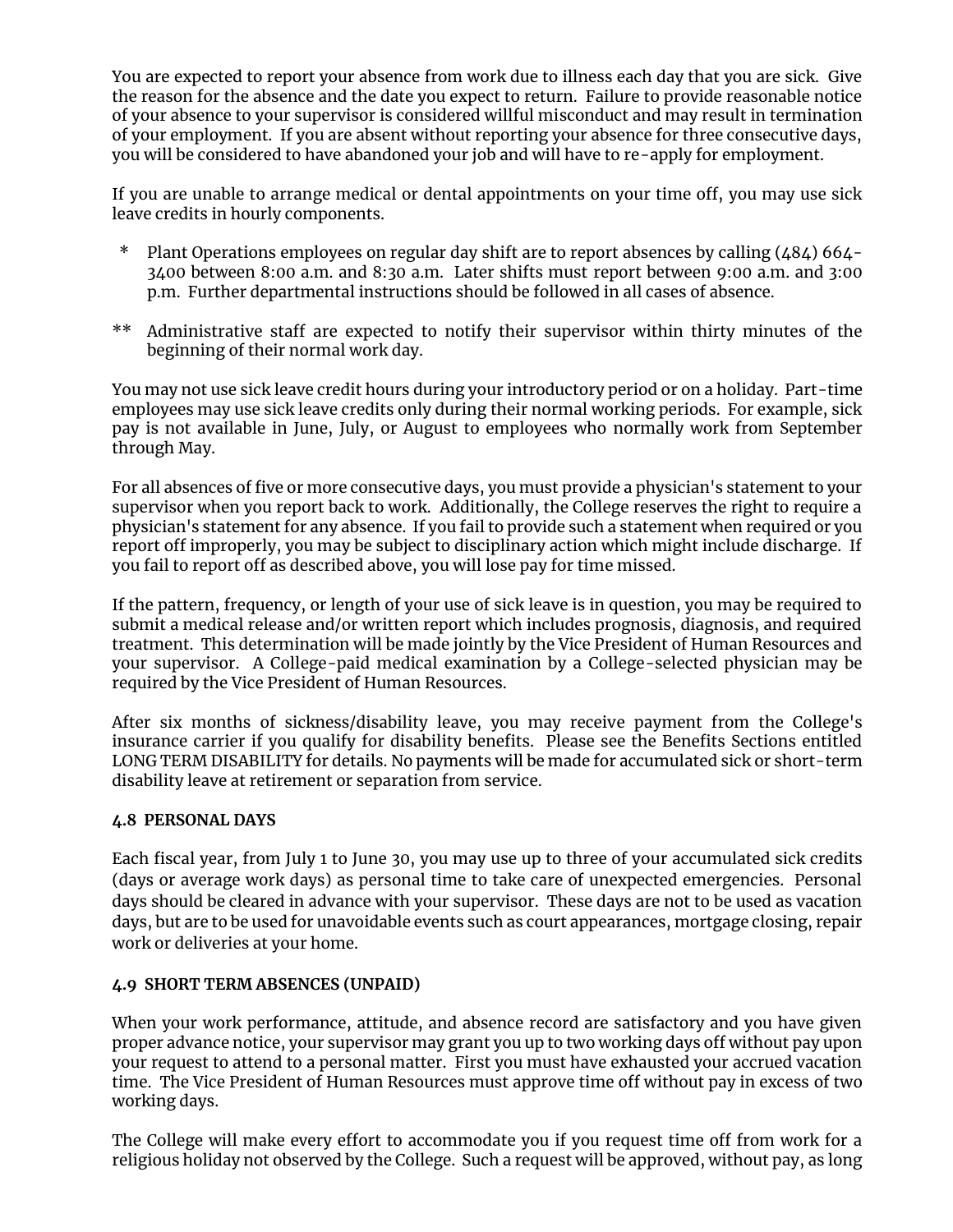You are expected to report your absence from work due to illness each day that you are sick. Give the reason for the absence and the date you expect to return. Failure to provide reasonable notice of your absence to your supervisor is considered willful misconduct and may result in termination of your employment. If you are absent without reporting your absence for three consecutive days, you will be considered to have abandoned your job and will have to re-apply for employment.

If you are unable to arrange medical or dental appointments on your time off, you may use sick leave credits in hourly components.

\* Plant Operations employees on regular day shift are to report absences by calling (484) 664-3400 between 8:00 a.m. and 8:30 a.m. Later shifts must report between 9:00 a.m. and 3:00 p.m. Further departmental instructions should be followed in all cases of absence.

\*\* Administrative staff are expected to notify their supervisor within thirty minutes of the beginning of their normal work day.

You may not use sick leave credit hours during your introductory period or on a holiday. Part-time employees may use sick leave credits only during their normal working periods. For example, sick pay is not available in June, July, or August to employees who normally work from September through May.

For all absences of five or more consecutive days, you must provide a physician's statement to your supervisor when you report back to work. Additionally, the College reserves the right to require a physician's statement for any absence. If you fail to provide such a statement when required or you report off improperly, you may be subject to disciplinary action which might include discharge. If you fail to report off as described above, you will lose pay for time missed.

If the pattern, frequency, or length of your use of sick leave is in question, you may be required to submit a medical release and/or written report which includes prognosis, diagnosis, and required treatment. This determination will be made jointly by the Vice President of Human Resources and your supervisor. A College-paid medical examination by a College-selected physician may be required by the Vice President of Human Resources.

After six months of sickness/disability leave, you may receive payment from the College's insurance carrier if you qualify for disability benefits. Please see the Benefits Sections entitled LONG TERM DISABILITY for details. No payments will be made for accumulated sick or short-term disability leave at retirement or separation from service.

#### 4.8 PERSONAL DAYS

Each fiscal year, from July 1 to June 30, you may use up to three of your accumulated sick credits (days or average work days) as personal time to take care of unexpected emergencies. Personal days should be cleared in advance with your supervisor. These days are not to be used as vacation days, but are to be used for unavoidable events such as court appearances, mortgage closing, repair work or deliveries at your home.

#### 4.9 SHORT TERM ABSENCES (UNPAID)

When your work performance, attitude, and absence record are satisfactory and you have given proper advance notice, your supervisor may grant you up to two working days off without pay upon your request to attend to a personal matter. First you must have exhausted your accrued vacation time. The Vice President of Human Resources must approve time off without pay in excess of two working days.

The College will make every effort to accommodate you if you request time off from work for a religious holiday not observed by the College. Such a request will be approved, without pay, as long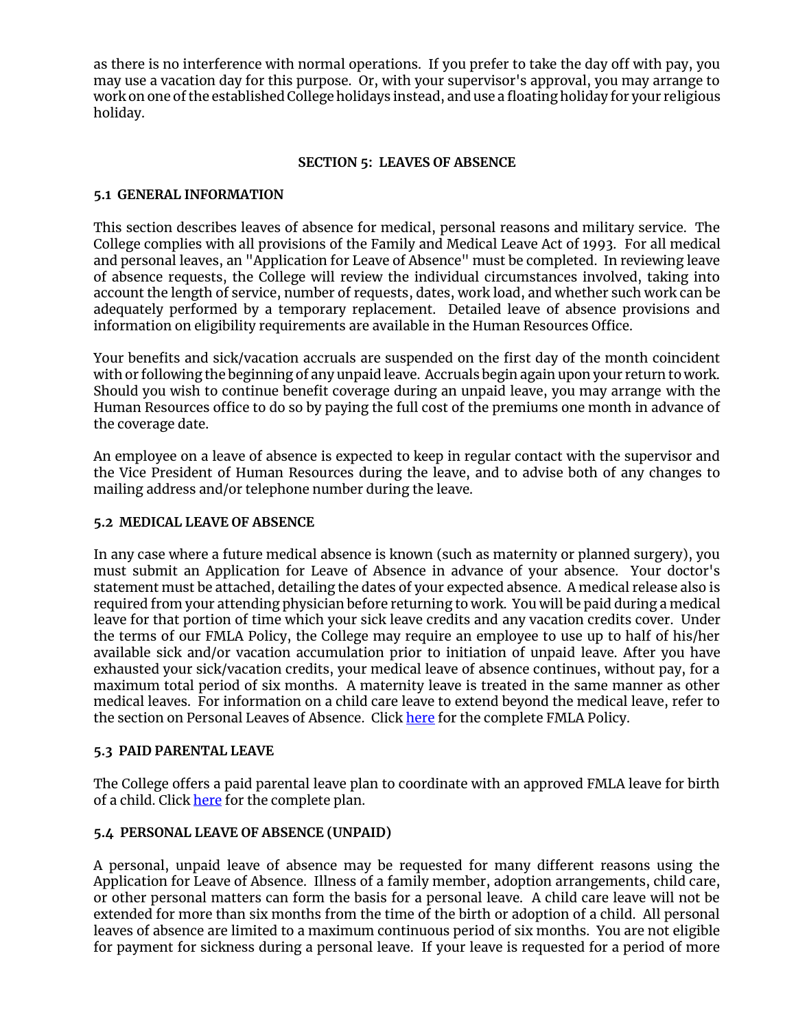as there is no interference with normal operations. If you prefer to take the day off with pay, you may use a vacation day for this purpose. Or, with your supervisor's approval, you may arrange to work on one of the established College holidays instead, and use a floating holiday for your religious holiday.

## SECTION 5: LEAVES OF ABSENCE

### 5.1 GENERAL INFORMATION

This section describes leaves of absence for medical, personal reasons and military service. The College complies with all provisions of the Family and Medical Leave Act of 1993. For all medical and personal leaves, an "Application for Leave of Absence" must be completed. In reviewing leave of absence requests, the College will review the individual circumstances involved, taking into account the length of service, number of requests, dates, work load, and whether such work can be adequately performed by a temporary replacement. Detailed leave of absence provisions and information on eligibility requirements are available in the Human Resources Office.

Your benefits and sick/vacation accruals are suspended on the first day of the month coincident with or following the beginning of any unpaid leave. Accruals begin again upon your return to work. Should you wish to continue benefit coverage during an unpaid leave, you may arrange with the Human Resources office to do so by paying the full cost of the premiums one month in advance of the coverage date.

An employee on a leave of absence is expected to keep in regular contact with the supervisor and the Vice President of Human Resources during the leave, and to advise both of any changes to mailing address and/or telephone number during the leave.

### 5.2 MEDICAL LEAVE OF ABSENCE

In any case where a future medical absence is known (such as maternity or planned surgery), you must submit an Application for Leave of Absence in advance of your absence. Your doctor's statement must be attached, detailing the dates of your expected absence. A medical release also is required from your attending physician before returning to work. You will be paid during a medical leave for that portion of time which your sick leave credits and any vacation credits cover. Under the terms of our FMLA Policy, the College may require an employee to use up to half of his/her available sick and/or vacation accumulation prior to initiation of unpaid leave. After you have exhausted your sick/vacation credits, your medical leave of absence continues, without pay, for a maximum total period of six months. A maternity leave is treated in the same manner as other medical leaves. For information on a child care leave to extend beyond the medical leave, refer to the section on Personal Leaves of Absence. Click here for the complete FMLA Policy.

### 5.3 PAID PARENTAL LEAVE

The College offers a paid parental leave plan to coordinate with an approved FMLA leave for birth of a child. Click here for the complete plan.

### 5.4 PERSONAL LEAVE OF ABSENCE (UNPAID)

A personal, unpaid leave of absence may be requested for many different reasons using the Application for Leave of Absence. Illness of a family member, adoption arrangements, child care, or other personal matters can form the basis for a personal leave. A child care leave will not be extended for more than six months from the time of the birth or adoption of a child. All personal leaves of absence are limited to a maximum continuous period of six months. You are not eligible for payment for sickness during a personal leave. If your leave is requested for a period of more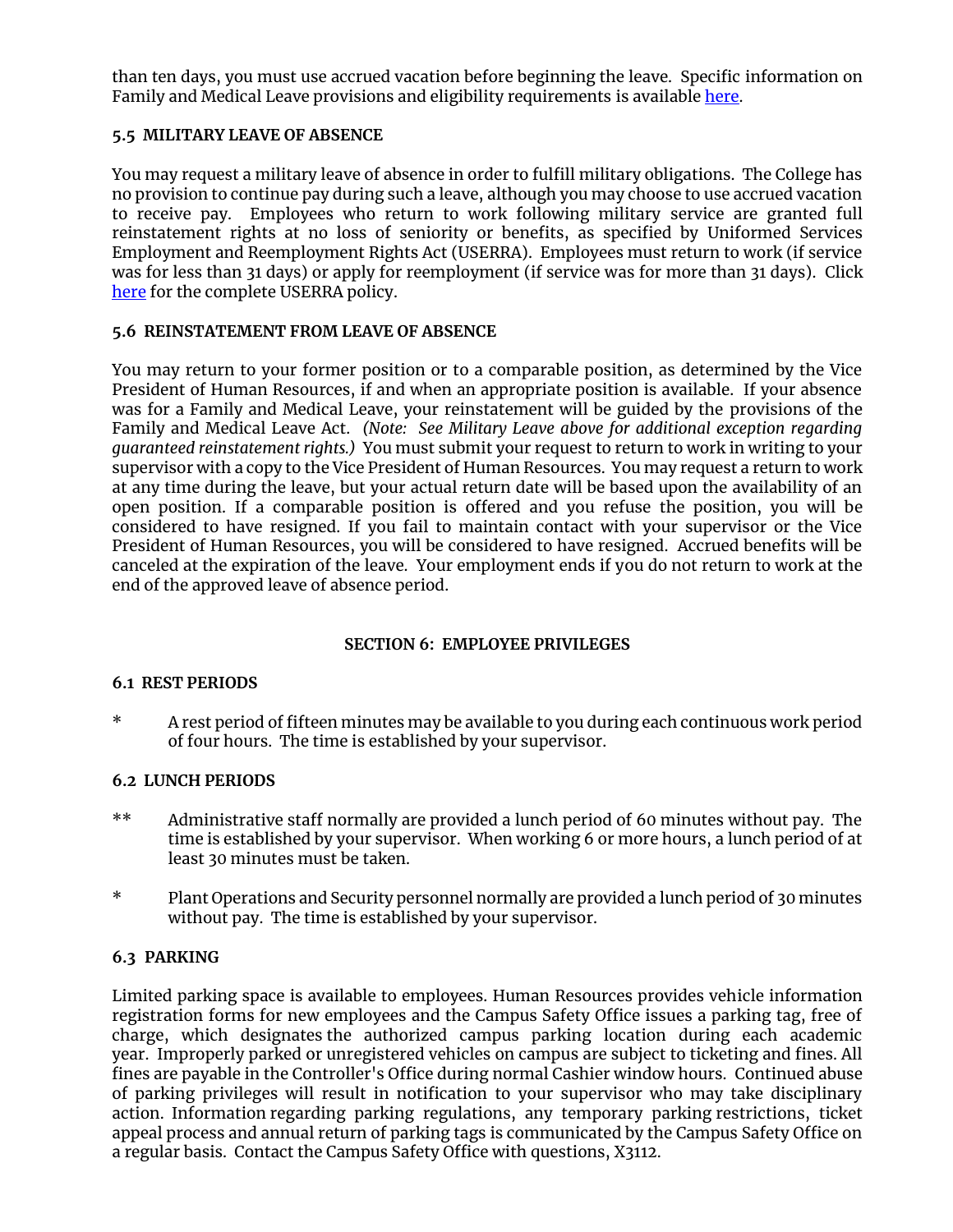than ten days, you must use accrued vacation before beginning the leave. Specific information on Family and Medical Leave provisions and eligibility requirements is available [here](#).

### 5.5 MILITARY LEAVE OF ABSENCE

You may request a military leave of absence in order to fulfill military obligations. The College has no provision to continue pay during such a leave, although you may choose to use accrued vacation to receive pay. Employees who return to work following military service are granted full reinstatement rights at no loss of seniority or benefits, as specified by Uniformed Services Employment and Reemployment Rights Act (USERRA). Employees must return to work (if service was for less than 31 days) or apply for reemployment (if service was for more than 31 days). Click [here](#) for the complete USERRA policy.

### 5.6 REINSTATEMENT FROM LEAVE OF ABSENCE

You may return to your former position or to a comparable position, as determined by the Vice President of Human Resources, if and when an appropriate position is available. If your absence was for a Family and Medical Leave, your reinstatement will be guided by the provisions of the Family and Medical Leave Act. *(Note: See Military Leave above for additional exception regarding guaranteed reinstatement rights.)* You must submit your request to return to work in writing to your supervisor with a copy to the Vice President of Human Resources. You may request a return to work at any time during the leave, but your actual return date will be based upon the availability of an open position. If a comparable position is offered and you refuse the position, you will be considered to have resigned. If you fail to maintain contact with your supervisor or the Vice President of Human Resources, you will be considered to have resigned. Accrued benefits will be canceled at the expiration of the leave. Your employment ends if you do not return to work at the end of the approved leave of absence period.

## SECTION 6: EMPLOYEE PRIVILEGES

### 6.1 REST PERIODS

\* A rest period of fifteen minutes may be available to you during each continuous work period of four hours. The time is established by your supervisor.

### 6.2 LUNCH PERIODS

\*\* Administrative staff normally are provided a lunch period of 60 minutes without pay. The time is established by your supervisor. When working 6 or more hours, a lunch period of at least 30 minutes must be taken.

\* Plant Operations and Security personnel normally are provided a lunch period of 30 minutes without pay. The time is established by your supervisor.

### 6.3 PARKING

Limited parking space is available to employees. Human Resources provides vehicle information registration forms for new employees and the Campus Safety Office issues a parking tag, free of charge, which designates the authorized campus parking location during each academic year. Improperly parked or unregistered vehicles on campus are subject to ticketing and fines. All fines are payable in the Controller's Office during normal Cashier window hours. Continued abuse of parking privileges will result in notification to your supervisor who may take disciplinary action. Information regarding parking regulations, any temporary parking restrictions, ticket appeal process and annual return of parking tags is communicated by the Campus Safety Office on a regular basis. Contact the Campus Safety Office with questions, X3112.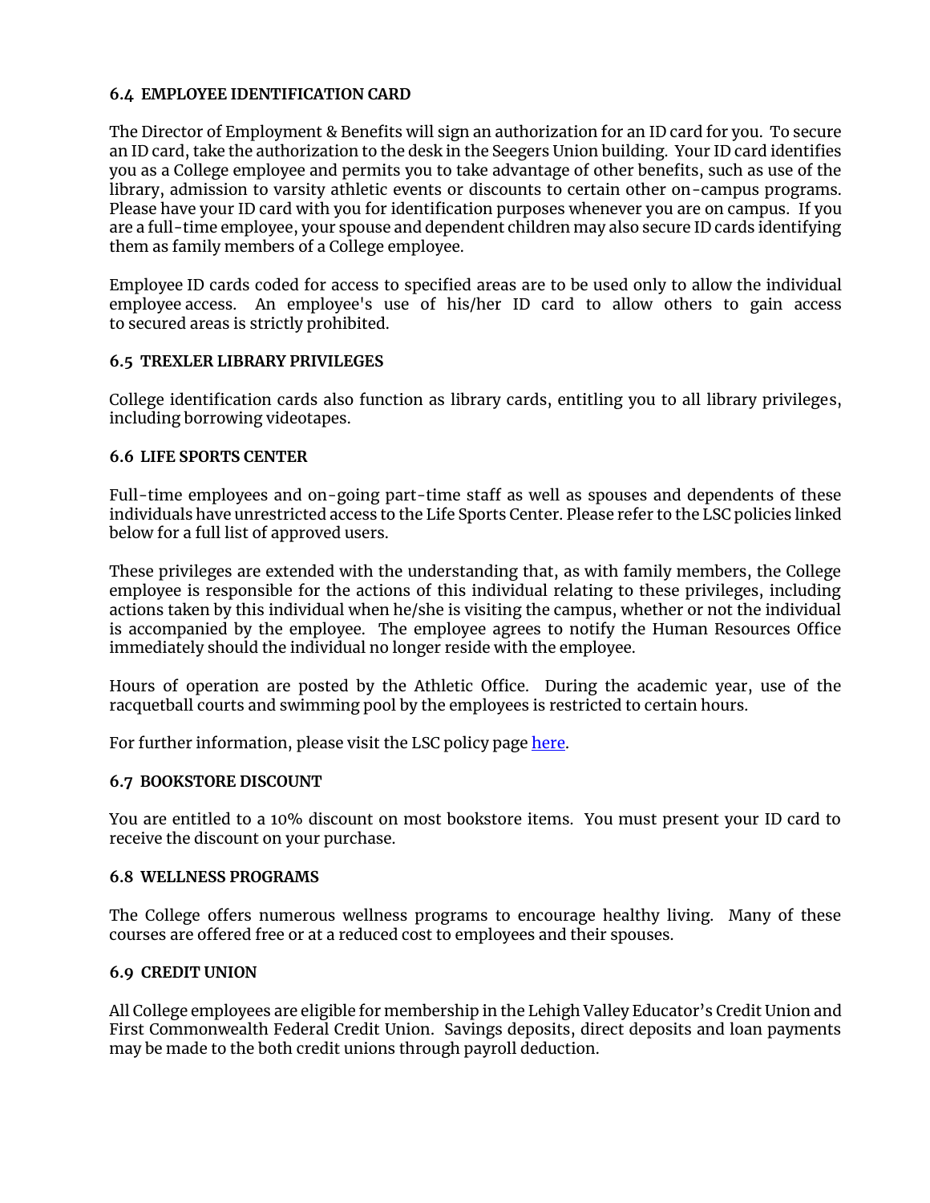### 6.4 EMPLOYEE IDENTIFICATION CARD

The Director of Employment & Benefits will sign an authorization for an ID card for you. To secure an ID card, take the authorization to the desk in the Seegers Union building. Your ID card identifies you as a College employee and permits you to take advantage of other benefits, such as use of the library, admission to varsity athletic events or discounts to certain other on-campus programs. Please have your ID card with you for identification purposes whenever you are on campus. If you are a full-time employee, your spouse and dependent children may also secure ID cards identifying them as family members of a College employee.

Employee ID cards coded for access to specified areas are to be used only to allow the individual employee access. An employee's use of his/her ID card to allow others to gain access to secured areas is strictly prohibited.

### 6.5 TREXLER LIBRARY PRIVILEGES

College identification cards also function as library cards, entitling you to all library privileges, including borrowing videotapes.

### 6.6 LIFE SPORTS CENTER

Full-time employees and on-going part-time staff as well as spouses and dependents of these individuals have unrestricted access to the Life Sports Center. Please refer to the LSC policies linked below for a full list of approved users.

These privileges are extended with the understanding that, as with family members, the College employee is responsible for the actions of this individual relating to these privileges, including actions taken by this individual when he/she is visiting the campus, whether or not the individual is accompanied by the employee. The employee agrees to notify the Human Resources Office immediately should the individual no longer reside with the employee.

Hours of operation are posted by the Athletic Office. During the academic year, use of the racquetball courts and swimming pool by the employees is restricted to certain hours.

For further information, please visit the LSC policy page here.

### 6.7 BOOKSTORE DISCOUNT

You are entitled to a 10% discount on most bookstore items. You must present your ID card to receive the discount on your purchase.

### 6.8 WELLNESS PROGRAMS

The College offers numerous wellness programs to encourage healthy living. Many of these courses are offered free or at a reduced cost to employees and their spouses.

### 6.9 CREDIT UNION

All College employees are eligible for membership in the Lehigh Valley Educator's Credit Union and First Commonwealth Federal Credit Union. Savings deposits, direct deposits and loan payments may be made to the both credit unions through payroll deduction.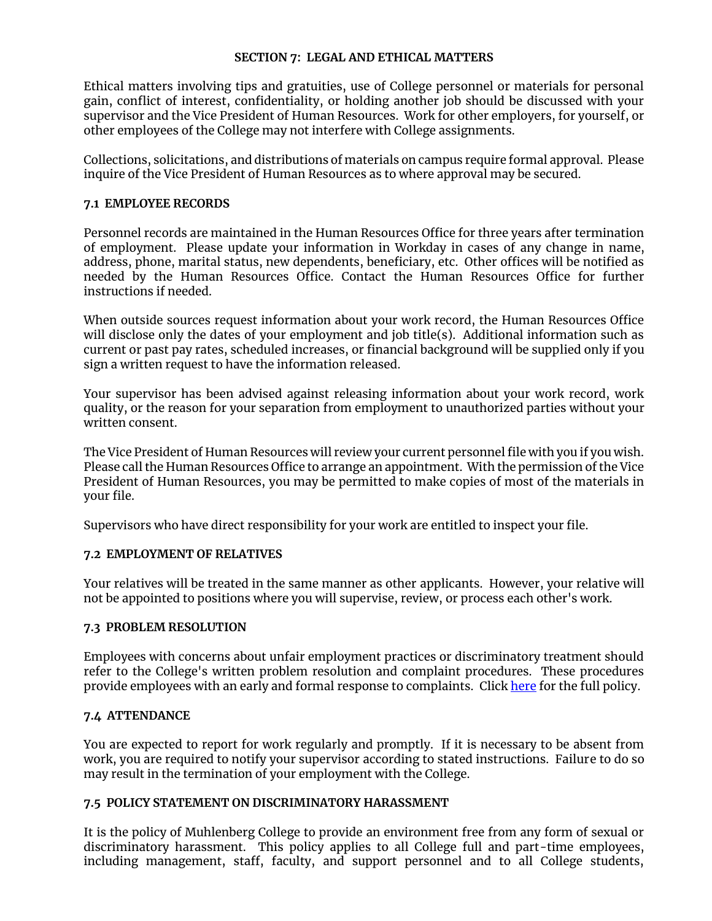## SECTION 7: LEGAL AND ETHICAL MATTERS

Ethical matters involving tips and gratuities, use of College personnel or materials for personal gain, conflict of interest, confidentiality, or holding another job should be discussed with your supervisor and the Vice President of Human Resources. Work for other employers, for yourself, or other employees of the College may not interfere with College assignments.

Collections, solicitations, and distributions of materials on campus require formal approval. Please inquire of the Vice President of Human Resources as to where approval may be secured.

### 7.1 EMPLOYEE RECORDS

Personnel records are maintained in the Human Resources Office for three years after termination of employment. Please update your information in Workday in cases of any change in name, address, phone, marital status, new dependents, beneficiary, etc. Other offices will be notified as needed by the Human Resources Office. Contact the Human Resources Office for further instructions if needed.

When outside sources request information about your work record, the Human Resources Office will disclose only the dates of your employment and job title(s). Additional information such as current or past pay rates, scheduled increases, or financial background will be supplied only if you sign a written request to have the information released.

Your supervisor has been advised against releasing information about your work record, work quality, or the reason for your separation from employment to unauthorized parties without your written consent.

The Vice President of Human Resources will review your current personnel file with you if you wish. Please call the Human Resources Office to arrange an appointment. With the permission of the Vice President of Human Resources, you may be permitted to make copies of most of the materials in your file.

Supervisors who have direct responsibility for your work are entitled to inspect your file.

### 7.2 EMPLOYMENT OF RELATIVES

Your relatives will be treated in the same manner as other applicants. However, your relative will not be appointed to positions where you will supervise, review, or process each other's work.

### 7.3 PROBLEM RESOLUTION

Employees with concerns about unfair employment practices or discriminatory treatment should refer to the College's written problem resolution and complaint procedures. These procedures provide employees with an early and formal response to complaints. Click here for the full policy.

### 7.4 ATTENDANCE

You are expected to report for work regularly and promptly. If it is necessary to be absent from work, you are required to notify your supervisor according to stated instructions. Failure to do so may result in the termination of your employment with the College.

### 7.5 POLICY STATEMENT ON DISCRIMINATORY HARASSMENT

It is the policy of Muhlenberg College to provide an environment free from any form of sexual or discriminatory harassment. This policy applies to all College full and part-time employees, including management, staff, faculty, and support personnel and to all College students,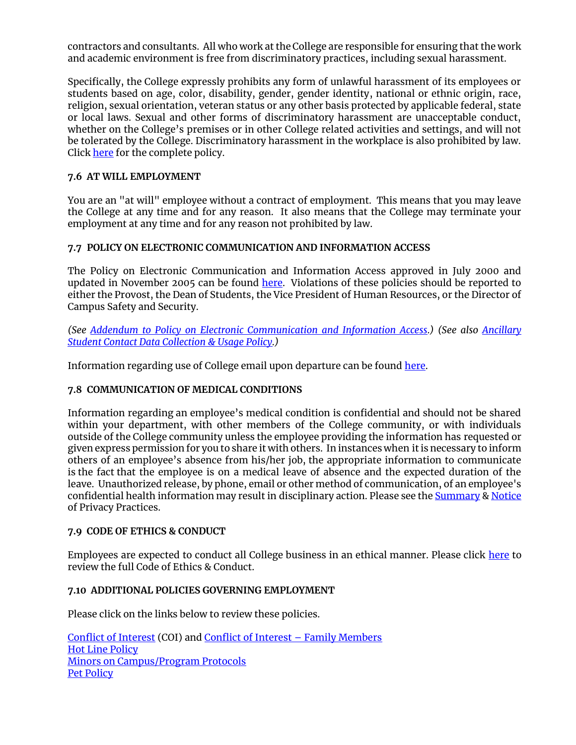contractors and consultants. All who work at the College are responsible for ensuring that the work and academic environment is free from discriminatory practices, including sexual harassment.

Specifically, the College expressly prohibits any form of unlawful harassment of its employees or students based on age, color, disability, gender, gender identity, national or ethnic origin, race, religion, sexual orientation, veteran status or any other basis protected by applicable federal, state or local laws. Sexual and other forms of discriminatory harassment are unacceptable conduct, whether on the College's premises or in other College related activities and settings, and will not be tolerated by the College. Discriminatory harassment in the workplace is also prohibited by law. Click here for the complete policy.

### 7.6 AT WILL EMPLOYMENT

You are an "at will" employee without a contract of employment. This means that you may leave the College at any time and for any reason. It also means that the College may terminate your employment at any time and for any reason not prohibited by law.

### 7.7 POLICY ON ELECTRONIC COMMUNICATION AND INFORMATION ACCESS

The Policy on Electronic Communication and Information Access approved in July 2000 and updated in November 2005 can be found here. Violations of these policies should be reported to either the Provost, the Dean of Students, the Vice President of Human Resources, or the Director of Campus Safety and Security.

*(See Addendum to Policy on Electronic Communication and Information Access.) (See also Ancillary Student Contact Data Collection & Usage Policy.)*

Information regarding use of College email upon departure can be found here.

### 7.8 COMMUNICATION OF MEDICAL CONDITIONS

Information regarding an employee's medical condition is confidential and should not be shared within your department, with other members of the College community, or with individuals outside of the College community unless the employee providing the information has requested or given express permission for you to share it with others. In instances when it is necessary to inform others of an employee's absence from his/her job, the appropriate information to communicate is the fact that the employee is on a medical leave of absence and the expected duration of the leave. Unauthorized release, by phone, email or other method of communication, of an employee's confidential health information may result in disciplinary action. Please see the Summary & Notice of Privacy Practices.

### 7.9 CODE OF ETHICS & CONDUCT

Employees are expected to conduct all College business in an ethical manner. Please click here to review the full Code of Ethics & Conduct.

### 7.10 ADDITIONAL POLICIES GOVERNING EMPLOYMENT

Please click on the links below to review these policies.

Conflict of Interest (COI) and Conflict of Interest – Family Members  
Hot Line Policy  
Minors on Campus/Program Protocols  
Pet Policy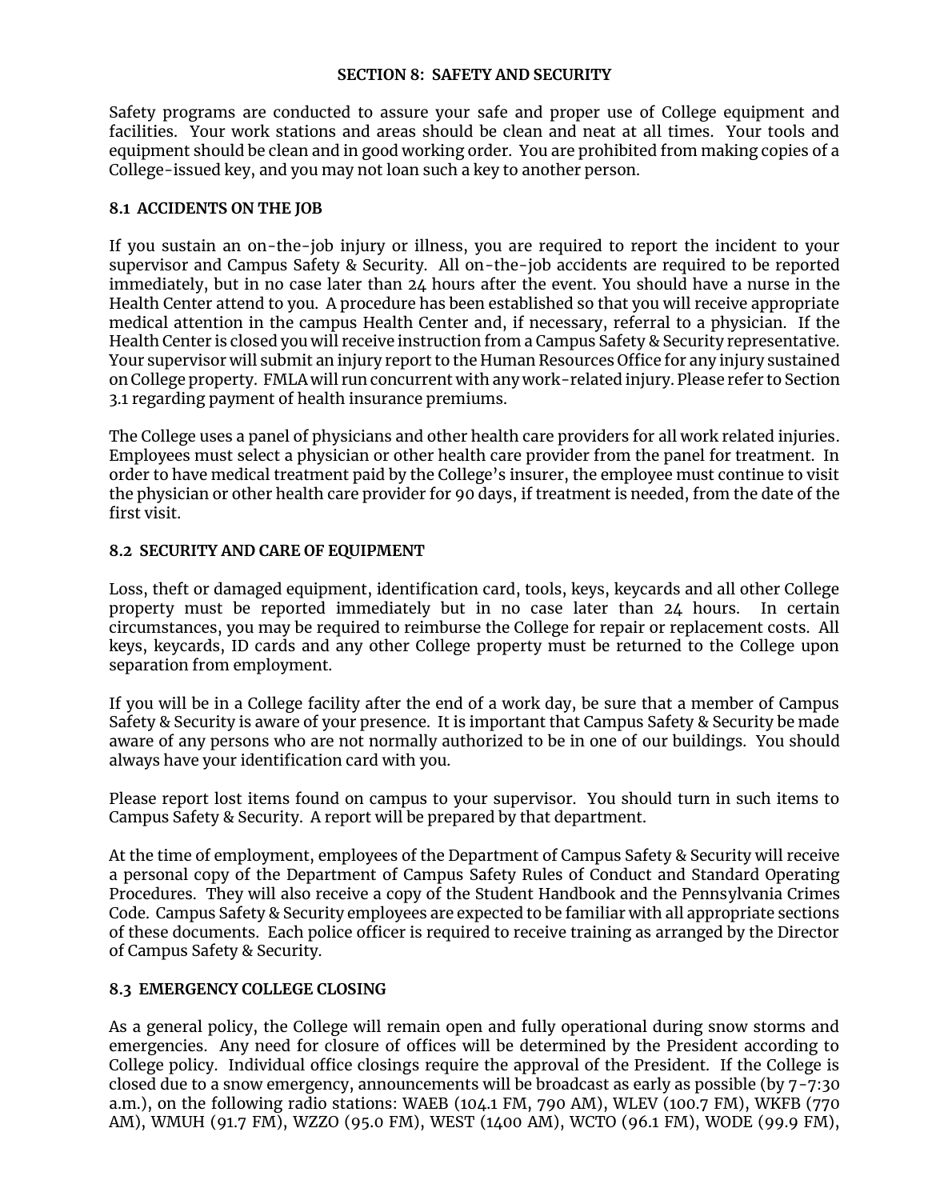## SECTION 8: SAFETY AND SECURITY

Safety programs are conducted to assure your safe and proper use of College equipment and facilities. Your work stations and areas should be clean and neat at all times. Your tools and equipment should be clean and in good working order. You are prohibited from making copies of a College-issued key, and you may not loan such a key to another person.

### 8.1 ACCIDENTS ON THE JOB

If you sustain an on-the-job injury or illness, you are required to report the incident to your supervisor and Campus Safety & Security. All on-the-job accidents are required to be reported immediately, but in no case later than 24 hours after the event. You should have a nurse in the Health Center attend to you. A procedure has been established so that you will receive appropriate medical attention in the campus Health Center and, if necessary, referral to a physician. If the Health Center is closed you will receive instruction from a Campus Safety & Security representative. Your supervisor will submit an injury report to the Human Resources Office for any injury sustained on College property. FMLA will run concurrent with any work-related injury. Please refer to Section 3.1 regarding payment of health insurance premiums.

The College uses a panel of physicians and other health care providers for all work related injuries. Employees must select a physician or other health care provider from the panel for treatment. In order to have medical treatment paid by the College's insurer, the employee must continue to visit the physician or other health care provider for 90 days, if treatment is needed, from the date of the first visit.

### 8.2 SECURITY AND CARE OF EQUIPMENT

Loss, theft or damaged equipment, identification card, tools, keys, keycards and all other College property must be reported immediately but in no case later than 24 hours. In certain circumstances, you may be required to reimburse the College for repair or replacement costs. All keys, keycards, ID cards and any other College property must be returned to the College upon separation from employment.

If you will be in a College facility after the end of a work day, be sure that a member of Campus Safety & Security is aware of your presence. It is important that Campus Safety & Security be made aware of any persons who are not normally authorized to be in one of our buildings. You should always have your identification card with you.

Please report lost items found on campus to your supervisor. You should turn in such items to Campus Safety & Security. A report will be prepared by that department.

At the time of employment, employees of the Department of Campus Safety & Security will receive a personal copy of the Department of Campus Safety Rules of Conduct and Standard Operating Procedures. They will also receive a copy of the Student Handbook and the Pennsylvania Crimes Code. Campus Safety & Security employees are expected to be familiar with all appropriate sections of these documents. Each police officer is required to receive training as arranged by the Director of Campus Safety & Security.

### 8.3 EMERGENCY COLLEGE CLOSING

As a general policy, the College will remain open and fully operational during snow storms and emergencies. Any need for closure of offices will be determined by the President according to College policy. Individual office closings require the approval of the President. If the College is closed due to a snow emergency, announcements will be broadcast as early as possible (by 7-7:30 a.m.), on the following radio stations: WAEB (104.1 FM, 790 AM), WLEV (100.7 FM), WKFB (770 AM), WMUH (91.7 FM), WZZO (95.0 FM), WEST (1400 AM), WCTO (96.1 FM), WODE (99.9 FM),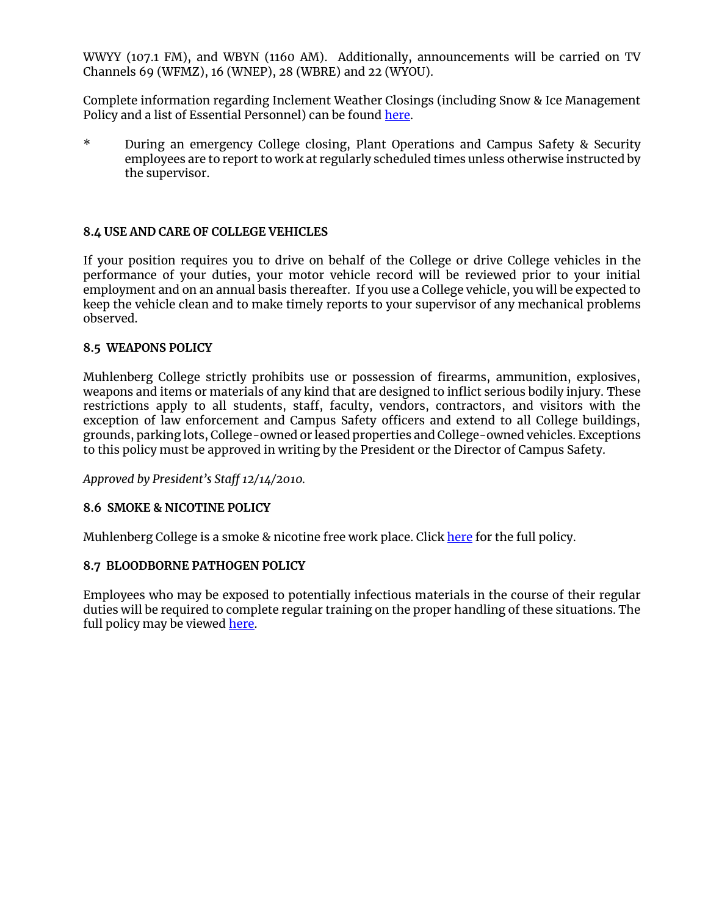WWYY (107.1 FM), and WBYN (1160 AM). Additionally, announcements will be carried on TV Channels 69 (WFMZ), 16 (WNEP), 28 (WBRE) and 22 (WYOU).

Complete information regarding Inclement Weather Closings (including Snow & Ice Management Policy and a list of Essential Personnel) can be found here.

\* During an emergency College closing, Plant Operations and Campus Safety & Security employees are to report to work at regularly scheduled times unless otherwise instructed by the supervisor.

**8.4 USE AND CARE OF COLLEGE VEHICLES**

If your position requires you to drive on behalf of the College or drive College vehicles in the performance of your duties, your motor vehicle record will be reviewed prior to your initial employment and on an annual basis thereafter. If you use a College vehicle, you will be expected to keep the vehicle clean and to make timely reports to your supervisor of any mechanical problems observed.

**8.5 WEAPONS POLICY**

Muhlenberg College strictly prohibits use or possession of firearms, ammunition, explosives, weapons and items or materials of any kind that are designed to inflict serious bodily injury. These restrictions apply to all students, staff, faculty, vendors, contractors, and visitors with the exception of law enforcement and Campus Safety officers and extend to all College buildings, grounds, parking lots, College-owned or leased properties and College-owned vehicles. Exceptions to this policy must be approved in writing by the President or the Director of Campus Safety.

*Approved by President's Staff 12/14/2010.*

**8.6 SMOKE & NICOTINE POLICY**

Muhlenberg College is a smoke & nicotine free work place. Click here for the full policy.

**8.7 BLOODBORNE PATHOGEN POLICY**

Employees who may be exposed to potentially infectious materials in the course of their regular duties will be required to complete regular training on the proper handling of these situations. The full policy may be viewed here.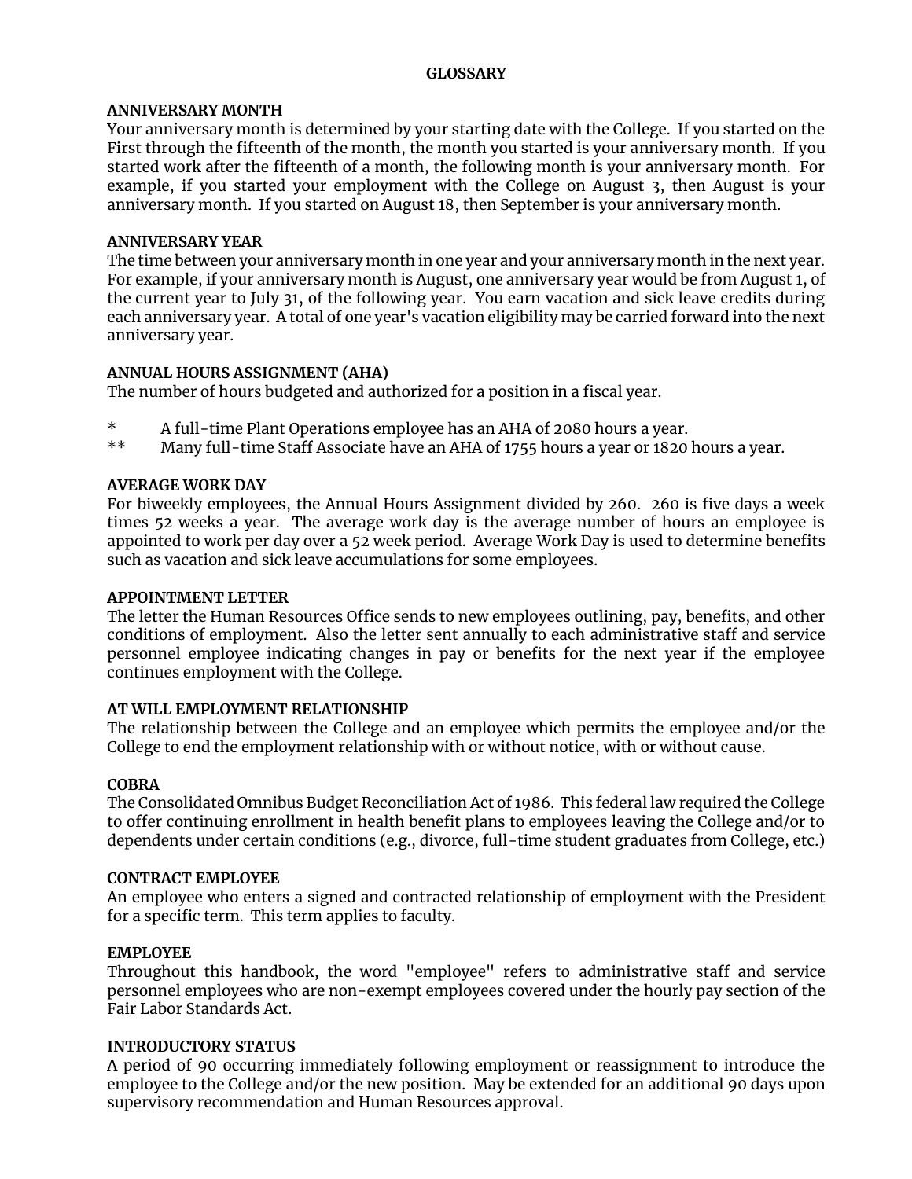## GLOSSARY

### ANNIVERSARY MONTH

Your anniversary month is determined by your starting date with the College. If you started on the First through the fifteenth of the month, the month you started is your anniversary month. If you started work after the fifteenth of a month, the following month is your anniversary month. For example, if you started your employment with the College on August 3, then August is your anniversary month. If you started on August 18, then September is your anniversary month.

### ANNIVERSARY YEAR

The time between your anniversary month in one year and your anniversary month in the next year. For example, if your anniversary month is August, one anniversary year would be from August 1, of the current year to July 31, of the following year. You earn vacation and sick leave credits during each anniversary year. A total of one year's vacation eligibility may be carried forward into the next anniversary year.

### ANNUAL HOURS ASSIGNMENT (AHA)

The number of hours budgeted and authorized for a position in a fiscal year.

\* A full-time Plant Operations employee has an AHA of 2080 hours a year.
\*\* Many full-time Staff Associate have an AHA of 1755 hours a year or 1820 hours a year.

### AVERAGE WORK DAY

For biweekly employees, the Annual Hours Assignment divided by 260. 260 is five days a week times 52 weeks a year. The average work day is the average number of hours an employee is appointed to work per day over a 52 week period. Average Work Day is used to determine benefits such as vacation and sick leave accumulations for some employees.

### APPOINTMENT LETTER

The letter the Human Resources Office sends to new employees outlining, pay, benefits, and other conditions of employment. Also the letter sent annually to each administrative staff and service personnel employee indicating changes in pay or benefits for the next year if the employee continues employment with the College.

### AT WILL EMPLOYMENT RELATIONSHIP

The relationship between the College and an employee which permits the employee and/or the College to end the employment relationship with or without notice, with or without cause.

### COBRA

The Consolidated Omnibus Budget Reconciliation Act of 1986. This federal law required the College to offer continuing enrollment in health benefit plans to employees leaving the College and/or to dependents under certain conditions (e.g., divorce, full-time student graduates from College, etc.)

### CONTRACT EMPLOYEE

An employee who enters a signed and contracted relationship of employment with the President for a specific term. This term applies to faculty.

### EMPLOYEE

Throughout this handbook, the word "employee" refers to administrative staff and service personnel employees who are non-exempt employees covered under the hourly pay section of the Fair Labor Standards Act.

### INTRODUCTORY STATUS

A period of 90 occurring immediately following employment or reassignment to introduce the employee to the College and/or the new position. May be extended for an additional 90 days upon supervisory recommendation and Human Resources approval.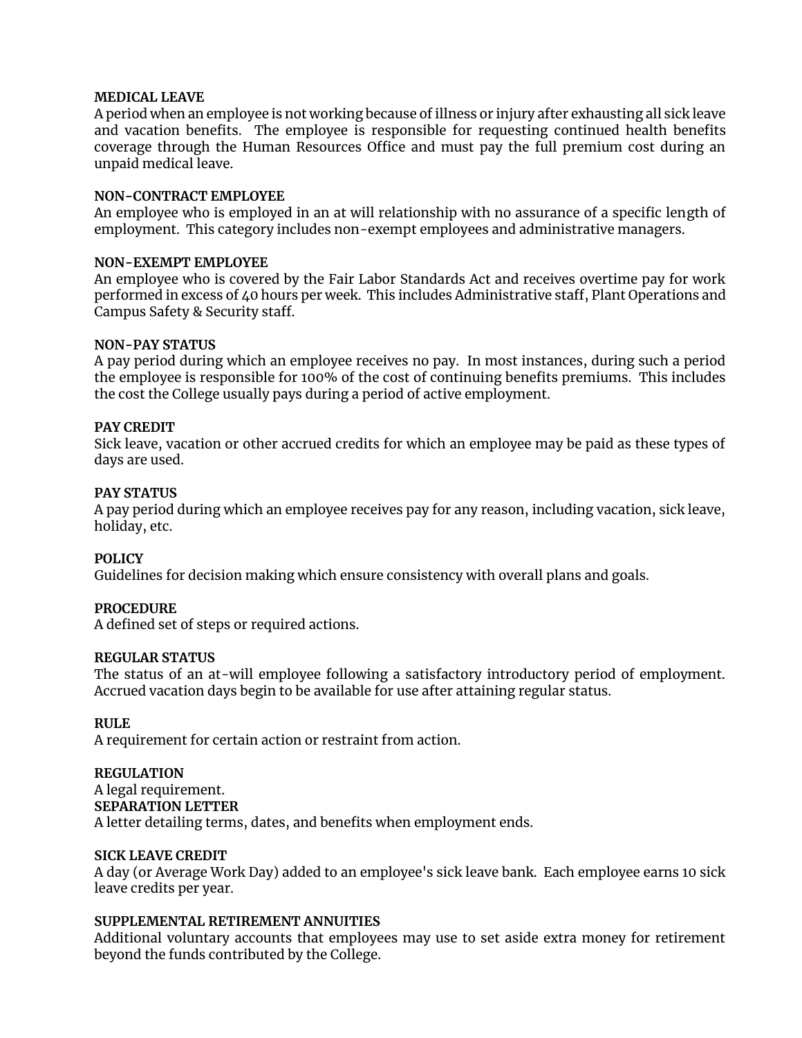**MEDICAL LEAVE**
A period when an employee is not working because of illness or injury after exhausting all sick leave and vacation benefits. The employee is responsible for requesting continued health benefits coverage through the Human Resources Office and must pay the full premium cost during an unpaid medical leave.

**NON-CONTRACT EMPLOYEE**
An employee who is employed in an at will relationship with no assurance of a specific length of employment. This category includes non-exempt employees and administrative managers.

**NON-EXEMPT EMPLOYEE**
An employee who is covered by the Fair Labor Standards Act and receives overtime pay for work performed in excess of 40 hours per week. This includes Administrative staff, Plant Operations and Campus Safety & Security staff.

**NON-PAY STATUS**
A pay period during which an employee receives no pay. In most instances, during such a period the employee is responsible for 100% of the cost of continuing benefits premiums. This includes the cost the College usually pays during a period of active employment.

**PAY CREDIT**
Sick leave, vacation or other accrued credits for which an employee may be paid as these types of days are used.

**PAY STATUS**
A pay period during which an employee receives pay for any reason, including vacation, sick leave, holiday, etc.

**POLICY**
Guidelines for decision making which ensure consistency with overall plans and goals.

**PROCEDURE**
A defined set of steps or required actions.

**REGULAR STATUS**
The status of an at-will employee following a satisfactory introductory period of employment. Accrued vacation days begin to be available for use after attaining regular status.

**RULE**
A requirement for certain action or restraint from action.

**REGULATION**
A legal requirement.

**SEPARATION LETTER**
A letter detailing terms, dates, and benefits when employment ends.

**SICK LEAVE CREDIT**
A day (or Average Work Day) added to an employee's sick leave bank. Each employee earns 10 sick leave credits per year.

**SUPPLEMENTAL RETIREMENT ANNUITIES**
Additional voluntary accounts that employees may use to set aside extra money for retirement beyond the funds contributed by the College.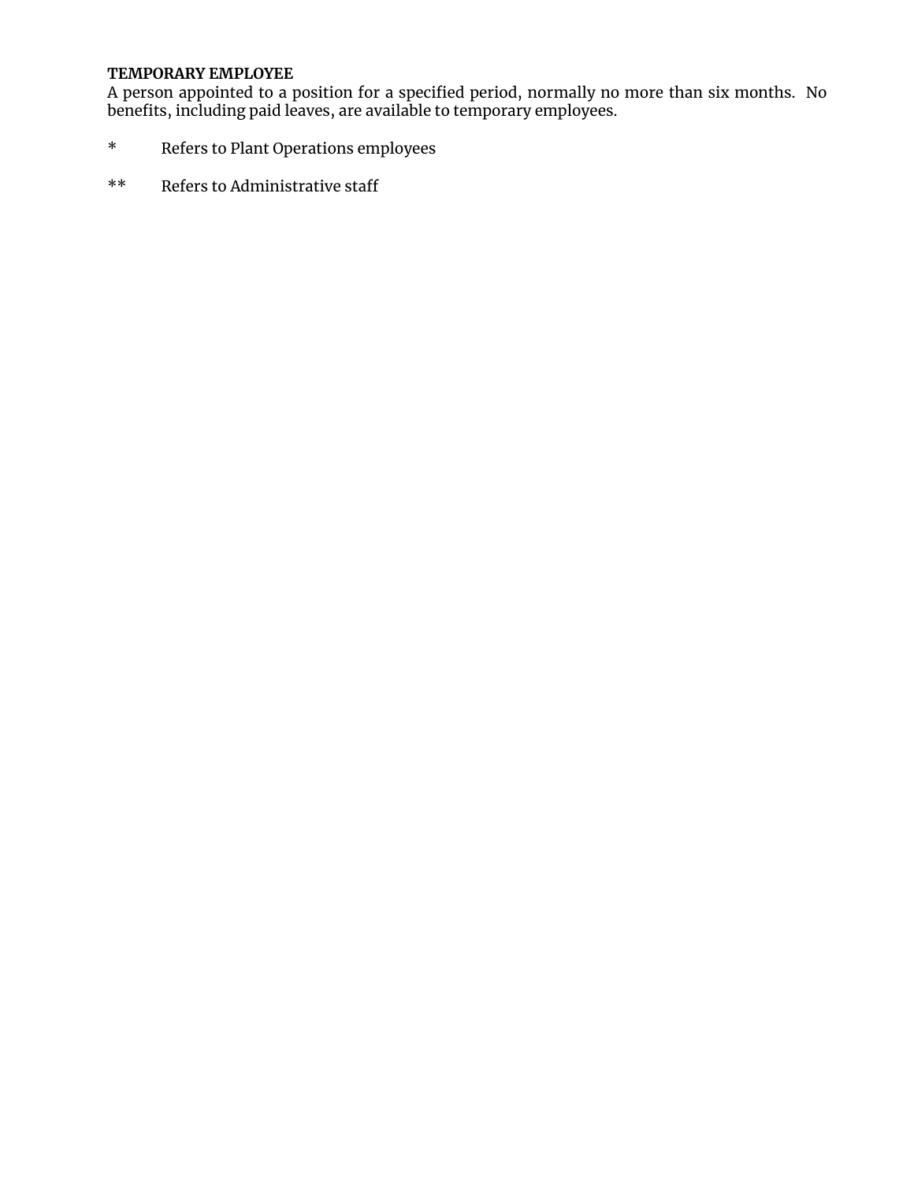**TEMPORARY EMPLOYEE**
A person appointed to a position for a specified period, normally no more than six months. No benefits, including paid leaves, are available to temporary employees.

\* Refers to Plant Operations employees

\*\* Refers to Administrative staff